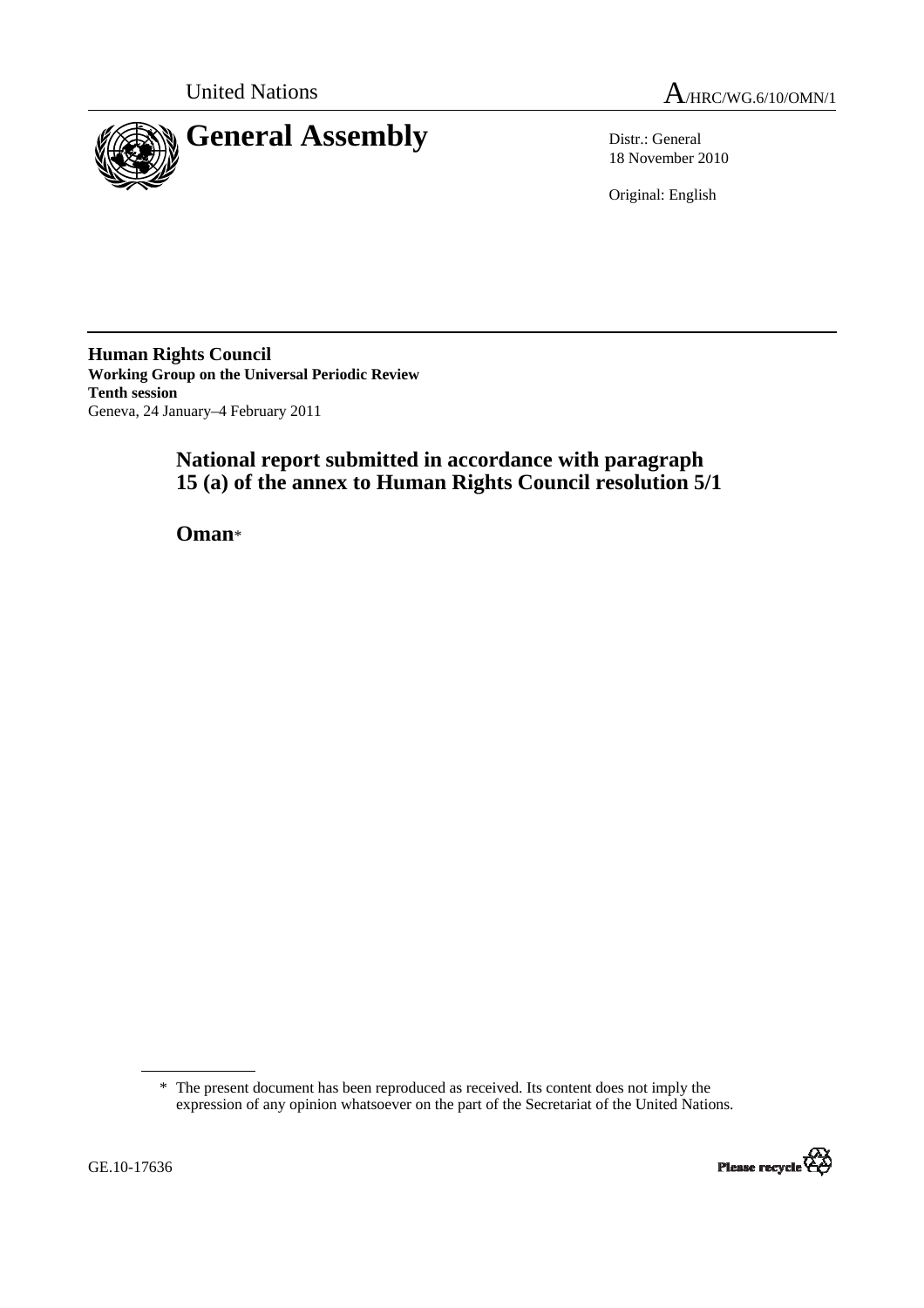United Nations

A/HRC/WG.6/10/OMN/1

# General Assembly

Distr.: General
18 November 2010

Original: English

**Human Rights Council**
**Working Group on the Universal Periodic Review**
**Tenth session**
Geneva, 24 January–4 February 2011

## National report submitted in accordance with paragraph 15 (a) of the annex to Human Rights Council resolution 5/1

## Oman*

\* The present document has been reproduced as received. Its content does not imply the expression of any opinion whatsoever on the part of the Secretariat of the United Nations.

GE.10-17636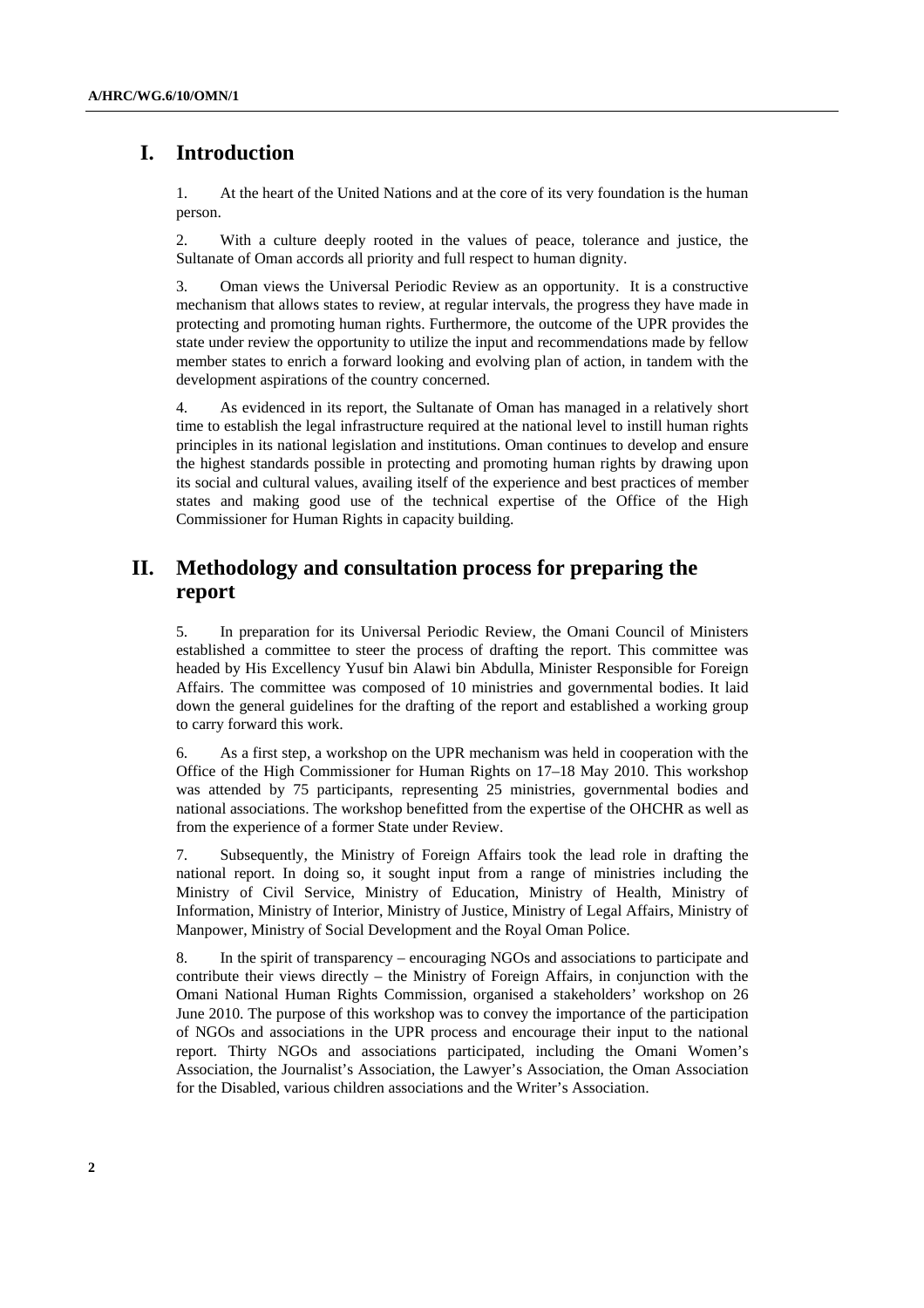# I. Introduction

1. At the heart of the United Nations and at the core of its very foundation is the human person.

2. With a culture deeply rooted in the values of peace, tolerance and justice, the Sultanate of Oman accords all priority and full respect to human dignity.

3. Oman views the Universal Periodic Review as an opportunity. It is a constructive mechanism that allows states to review, at regular intervals, the progress they have made in protecting and promoting human rights. Furthermore, the outcome of the UPR provides the state under review the opportunity to utilize the input and recommendations made by fellow member states to enrich a forward looking and evolving plan of action, in tandem with the development aspirations of the country concerned.

4. As evidenced in its report, the Sultanate of Oman has managed in a relatively short time to establish the legal infrastructure required at the national level to instill human rights principles in its national legislation and institutions. Oman continues to develop and ensure the highest standards possible in protecting and promoting human rights by drawing upon its social and cultural values, availing itself of the experience and best practices of member states and making good use of the technical expertise of the Office of the High Commissioner for Human Rights in capacity building.

# II. Methodology and consultation process for preparing the report

5. In preparation for its Universal Periodic Review, the Omani Council of Ministers established a committee to steer the process of drafting the report. This committee was headed by His Excellency Yusuf bin Alawi bin Abdulla, Minister Responsible for Foreign Affairs. The committee was composed of 10 ministries and governmental bodies. It laid down the general guidelines for the drafting of the report and established a working group to carry forward this work.

6. As a first step, a workshop on the UPR mechanism was held in cooperation with the Office of the High Commissioner for Human Rights on 17–18 May 2010. This workshop was attended by 75 participants, representing 25 ministries, governmental bodies and national associations. The workshop benefitted from the expertise of the OHCHR as well as from the experience of a former State under Review.

7. Subsequently, the Ministry of Foreign Affairs took the lead role in drafting the national report. In doing so, it sought input from a range of ministries including the Ministry of Civil Service, Ministry of Education, Ministry of Health, Ministry of Information, Ministry of Interior, Ministry of Justice, Ministry of Legal Affairs, Ministry of Manpower, Ministry of Social Development and the Royal Oman Police.

8. In the spirit of transparency – encouraging NGOs and associations to participate and contribute their views directly – the Ministry of Foreign Affairs, in conjunction with the Omani National Human Rights Commission, organised a stakeholders' workshop on 26 June 2010. The purpose of this workshop was to convey the importance of the participation of NGOs and associations in the UPR process and encourage their input to the national report. Thirty NGOs and associations participated, including the Omani Women's Association, the Journalist's Association, the Lawyer's Association, the Oman Association for the Disabled, various children associations and the Writer's Association.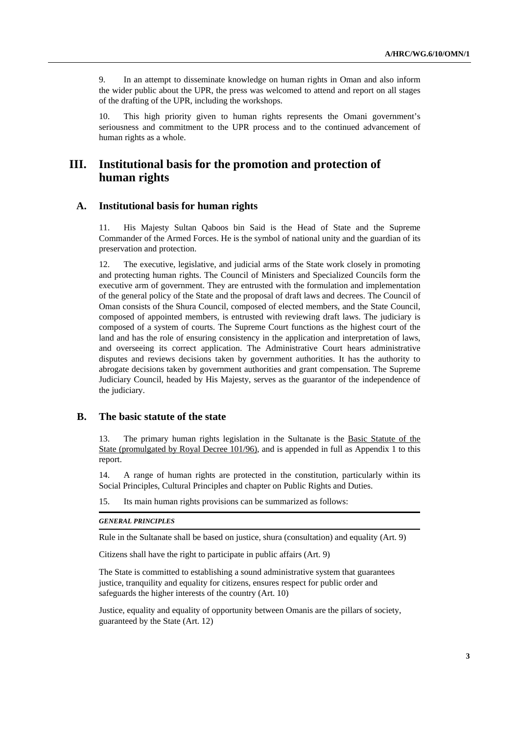9. In an attempt to disseminate knowledge on human rights in Oman and also inform the wider public about the UPR, the press was welcomed to attend and report on all stages of the drafting of the UPR, including the workshops.

10. This high priority given to human rights represents the Omani government's seriousness and commitment to the UPR process and to the continued advancement of human rights as a whole.

# III. Institutional basis for the promotion and protection of human rights

## A. Institutional basis for human rights

11. His Majesty Sultan Qaboos bin Said is the Head of State and the Supreme Commander of the Armed Forces. He is the symbol of national unity and the guardian of its preservation and protection.

12. The executive, legislative, and judicial arms of the State work closely in promoting and protecting human rights. The Council of Ministers and Specialized Councils form the executive arm of government. They are entrusted with the formulation and implementation of the general policy of the State and the proposal of draft laws and decrees. The Council of Oman consists of the Shura Council, composed of elected members, and the State Council, composed of appointed members, is entrusted with reviewing draft laws. The judiciary is composed of a system of courts. The Supreme Court functions as the highest court of the land and has the role of ensuring consistency in the application and interpretation of laws, and overseeing its correct application. The Administrative Court hears administrative disputes and reviews decisions taken by government authorities. It has the authority to abrogate decisions taken by government authorities and grant compensation. The Supreme Judiciary Council, headed by His Majesty, serves as the guarantor of the independence of the judiciary.

## B. The basic statute of the state

13. The primary human rights legislation in the Sultanate is the Basic Statute of the State (promulgated by Royal Decree 101/96), and is appended in full as Appendix 1 to this report.

14. A range of human rights are protected in the constitution, particularly within its Social Principles, Cultural Principles and chapter on Public Rights and Duties.

15. Its main human rights provisions can be summarized as follows:

***GENERAL PRINCIPLES***

Rule in the Sultanate shall be based on justice, shura (consultation) and equality (Art. 9)

Citizens shall have the right to participate in public affairs (Art. 9)

The State is committed to establishing a sound administrative system that guarantees justice, tranquility and equality for citizens, ensures respect for public order and safeguards the higher interests of the country (Art. 10)

Justice, equality and equality of opportunity between Omanis are the pillars of society, guaranteed by the State (Art. 12)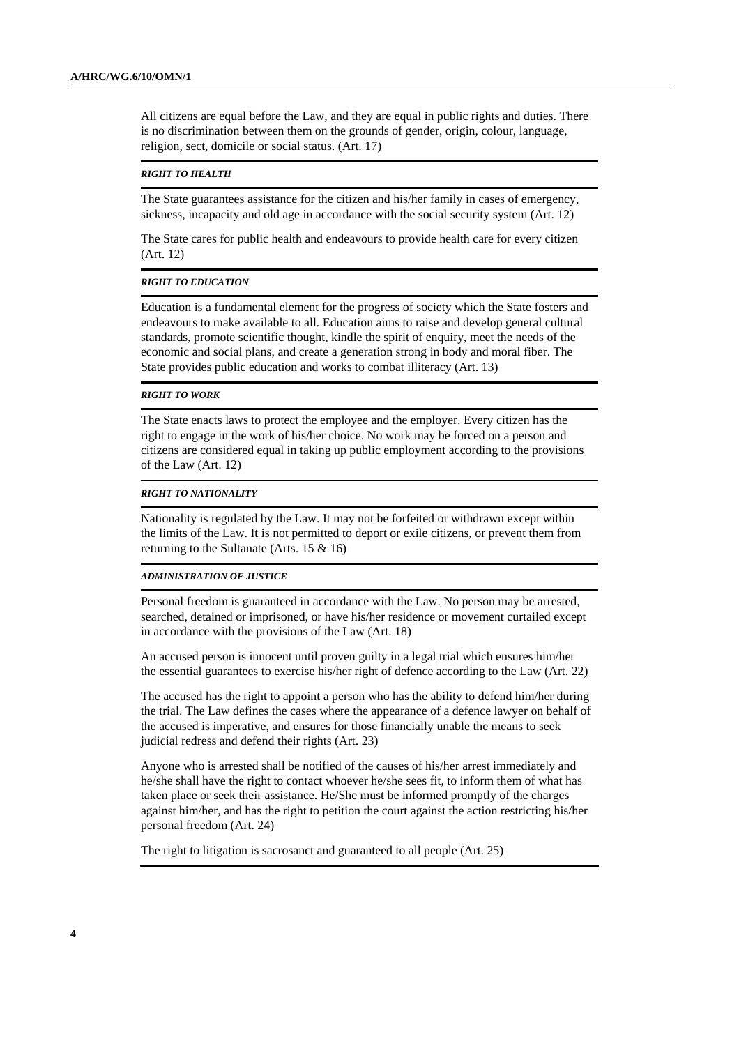All citizens are equal before the Law, and they are equal in public rights and duties. There is no discrimination between them on the grounds of gender, origin, colour, language, religion, sect, domicile or social status. (Art. 17)

***RIGHT TO HEALTH***

The State guarantees assistance for the citizen and his/her family in cases of emergency, sickness, incapacity and old age in accordance with the social security system (Art. 12)

The State cares for public health and endeavours to provide health care for every citizen (Art. 12)

***RIGHT TO EDUCATION***

Education is a fundamental element for the progress of society which the State fosters and endeavours to make available to all. Education aims to raise and develop general cultural standards, promote scientific thought, kindle the spirit of enquiry, meet the needs of the economic and social plans, and create a generation strong in body and moral fiber. The State provides public education and works to combat illiteracy (Art. 13)

***RIGHT TO WORK***

The State enacts laws to protect the employee and the employer. Every citizen has the right to engage in the work of his/her choice. No work may be forced on a person and citizens are considered equal in taking up public employment according to the provisions of the Law (Art. 12)

***RIGHT TO NATIONALITY***

Nationality is regulated by the Law. It may not be forfeited or withdrawn except within the limits of the Law. It is not permitted to deport or exile citizens, or prevent them from returning to the Sultanate (Arts. 15 & 16)

***ADMINISTRATION OF JUSTICE***

Personal freedom is guaranteed in accordance with the Law. No person may be arrested, searched, detained or imprisoned, or have his/her residence or movement curtailed except in accordance with the provisions of the Law (Art. 18)

An accused person is innocent until proven guilty in a legal trial which ensures him/her the essential guarantees to exercise his/her right of defence according to the Law (Art. 22)

The accused has the right to appoint a person who has the ability to defend him/her during the trial. The Law defines the cases where the appearance of a defence lawyer on behalf of the accused is imperative, and ensures for those financially unable the means to seek judicial redress and defend their rights (Art. 23)

Anyone who is arrested shall be notified of the causes of his/her arrest immediately and he/she shall have the right to contact whoever he/she sees fit, to inform them of what has taken place or seek their assistance. He/She must be informed promptly of the charges against him/her, and has the right to petition the court against the action restricting his/her personal freedom (Art. 24)

The right to litigation is sacrosanct and guaranteed to all people (Art. 25)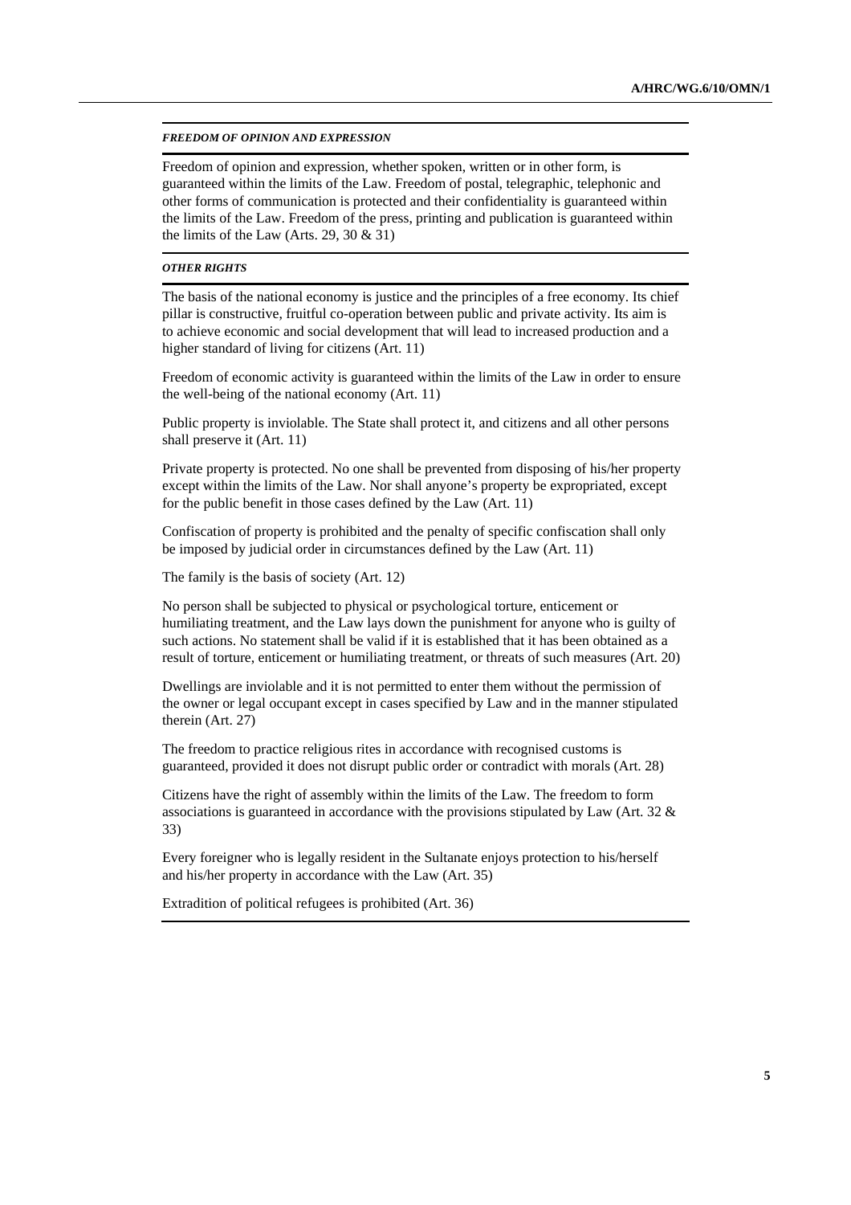***FREEDOM OF OPINION AND EXPRESSION***

Freedom of opinion and expression, whether spoken, written or in other form, is guaranteed within the limits of the Law. Freedom of postal, telegraphic, telephonic and other forms of communication is protected and their confidentiality is guaranteed within the limits of the Law. Freedom of the press, printing and publication is guaranteed within the limits of the Law (Arts. 29, 30 & 31)

***OTHER RIGHTS***

The basis of the national economy is justice and the principles of a free economy. Its chief pillar is constructive, fruitful co-operation between public and private activity. Its aim is to achieve economic and social development that will lead to increased production and a higher standard of living for citizens (Art. 11)

Freedom of economic activity is guaranteed within the limits of the Law in order to ensure the well-being of the national economy (Art. 11)

Public property is inviolable. The State shall protect it, and citizens and all other persons shall preserve it (Art. 11)

Private property is protected. No one shall be prevented from disposing of his/her property except within the limits of the Law. Nor shall anyone's property be expropriated, except for the public benefit in those cases defined by the Law (Art. 11)

Confiscation of property is prohibited and the penalty of specific confiscation shall only be imposed by judicial order in circumstances defined by the Law (Art. 11)

The family is the basis of society (Art. 12)

No person shall be subjected to physical or psychological torture, enticement or humiliating treatment, and the Law lays down the punishment for anyone who is guilty of such actions. No statement shall be valid if it is established that it has been obtained as a result of torture, enticement or humiliating treatment, or threats of such measures (Art. 20)

Dwellings are inviolable and it is not permitted to enter them without the permission of the owner or legal occupant except in cases specified by Law and in the manner stipulated therein (Art. 27)

The freedom to practice religious rites in accordance with recognised customs is guaranteed, provided it does not disrupt public order or contradict with morals (Art. 28)

Citizens have the right of assembly within the limits of the Law. The freedom to form associations is guaranteed in accordance with the provisions stipulated by Law (Art. 32 & 33)

Every foreigner who is legally resident in the Sultanate enjoys protection to his/herself and his/her property in accordance with the Law (Art. 35)

Extradition of political refugees is prohibited (Art. 36)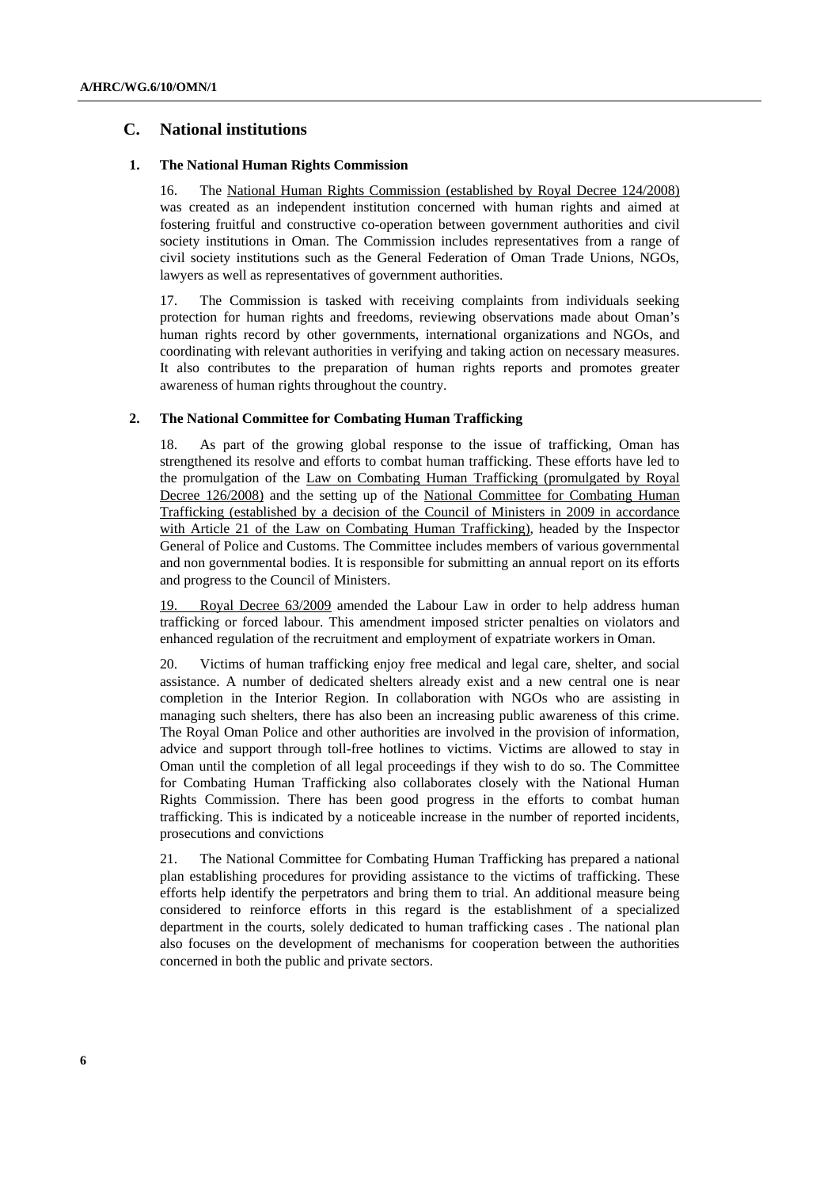## C. National institutions

### 1. The National Human Rights Commission

16. The National Human Rights Commission (established by Royal Decree 124/2008) was created as an independent institution concerned with human rights and aimed at fostering fruitful and constructive co-operation between government authorities and civil society institutions in Oman. The Commission includes representatives from a range of civil society institutions such as the General Federation of Oman Trade Unions, NGOs, lawyers as well as representatives of government authorities.

17. The Commission is tasked with receiving complaints from individuals seeking protection for human rights and freedoms, reviewing observations made about Oman's human rights record by other governments, international organizations and NGOs, and coordinating with relevant authorities in verifying and taking action on necessary measures. It also contributes to the preparation of human rights reports and promotes greater awareness of human rights throughout the country.

### 2. The National Committee for Combating Human Trafficking

18. As part of the growing global response to the issue of trafficking, Oman has strengthened its resolve and efforts to combat human trafficking. These efforts have led to the promulgation of the Law on Combating Human Trafficking (promulgated by Royal Decree 126/2008) and the setting up of the National Committee for Combating Human Trafficking (established by a decision of the Council of Ministers in 2009 in accordance with Article 21 of the Law on Combating Human Trafficking), headed by the Inspector General of Police and Customs. The Committee includes members of various governmental and non governmental bodies. It is responsible for submitting an annual report on its efforts and progress to the Council of Ministers.

19. Royal Decree 63/2009 amended the Labour Law in order to help address human trafficking or forced labour. This amendment imposed stricter penalties on violators and enhanced regulation of the recruitment and employment of expatriate workers in Oman.

20. Victims of human trafficking enjoy free medical and legal care, shelter, and social assistance. A number of dedicated shelters already exist and a new central one is near completion in the Interior Region. In collaboration with NGOs who are assisting in managing such shelters, there has also been an increasing public awareness of this crime. The Royal Oman Police and other authorities are involved in the provision of information, advice and support through toll-free hotlines to victims. Victims are allowed to stay in Oman until the completion of all legal proceedings if they wish to do so. The Committee for Combating Human Trafficking also collaborates closely with the National Human Rights Commission. There has been good progress in the efforts to combat human trafficking. This is indicated by a noticeable increase in the number of reported incidents, prosecutions and convictions

21. The National Committee for Combating Human Trafficking has prepared a national plan establishing procedures for providing assistance to the victims of trafficking. These efforts help identify the perpetrators and bring them to trial. An additional measure being considered to reinforce efforts in this regard is the establishment of a specialized department in the courts, solely dedicated to human trafficking cases . The national plan also focuses on the development of mechanisms for cooperation between the authorities concerned in both the public and private sectors.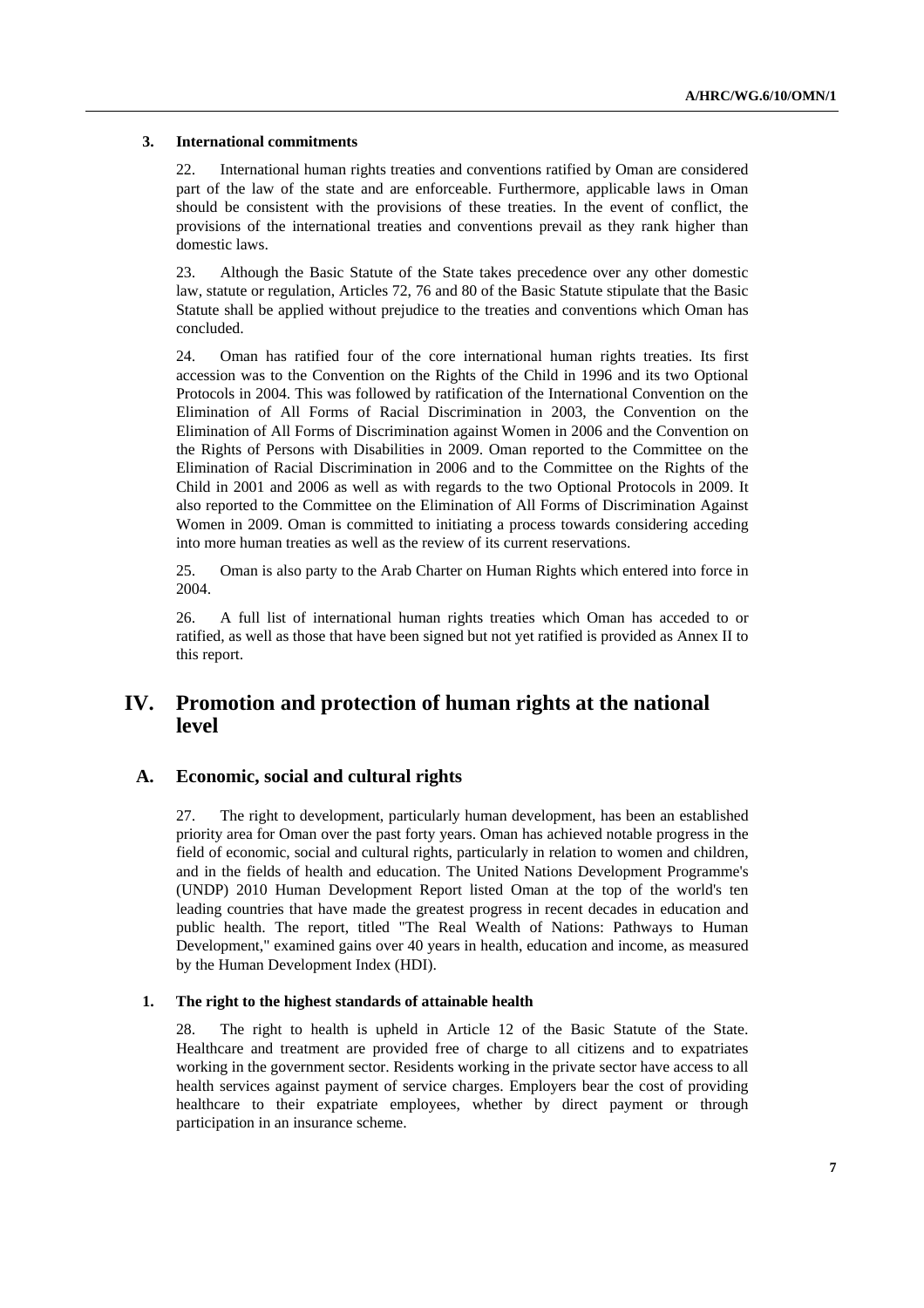### 3. International commitments

22. International human rights treaties and conventions ratified by Oman are considered part of the law of the state and are enforceable. Furthermore, applicable laws in Oman should be consistent with the provisions of these treaties. In the event of conflict, the provisions of the international treaties and conventions prevail as they rank higher than domestic laws.

23. Although the Basic Statute of the State takes precedence over any other domestic law, statute or regulation, Articles 72, 76 and 80 of the Basic Statute stipulate that the Basic Statute shall be applied without prejudice to the treaties and conventions which Oman has concluded.

24. Oman has ratified four of the core international human rights treaties. Its first accession was to the Convention on the Rights of the Child in 1996 and its two Optional Protocols in 2004. This was followed by ratification of the International Convention on the Elimination of All Forms of Racial Discrimination in 2003, the Convention on the Elimination of All Forms of Discrimination against Women in 2006 and the Convention on the Rights of Persons with Disabilities in 2009. Oman reported to the Committee on the Elimination of Racial Discrimination in 2006 and to the Committee on the Rights of the Child in 2001 and 2006 as well as with regards to the two Optional Protocols in 2009. It also reported to the Committee on the Elimination of All Forms of Discrimination Against Women in 2009. Oman is committed to initiating a process towards considering acceding into more human treaties as well as the review of its current reservations.

25. Oman is also party to the Arab Charter on Human Rights which entered into force in 2004.

26. A full list of international human rights treaties which Oman has acceded to or ratified, as well as those that have been signed but not yet ratified is provided as Annex II to this report.

# IV. Promotion and protection of human rights at the national level

## A. Economic, social and cultural rights

27. The right to development, particularly human development, has been an established priority area for Oman over the past forty years. Oman has achieved notable progress in the field of economic, social and cultural rights, particularly in relation to women and children, and in the fields of health and education. The United Nations Development Programme's (UNDP) 2010 Human Development Report listed Oman at the top of the world's ten leading countries that have made the greatest progress in recent decades in education and public health. The report, titled "The Real Wealth of Nations: Pathways to Human Development," examined gains over 40 years in health, education and income, as measured by the Human Development Index (HDI).

### 1. The right to the highest standards of attainable health

28. The right to health is upheld in Article 12 of the Basic Statute of the State. Healthcare and treatment are provided free of charge to all citizens and to expatriates working in the government sector. Residents working in the private sector have access to all health services against payment of service charges. Employers bear the cost of providing healthcare to their expatriate employees, whether by direct payment or through participation in an insurance scheme.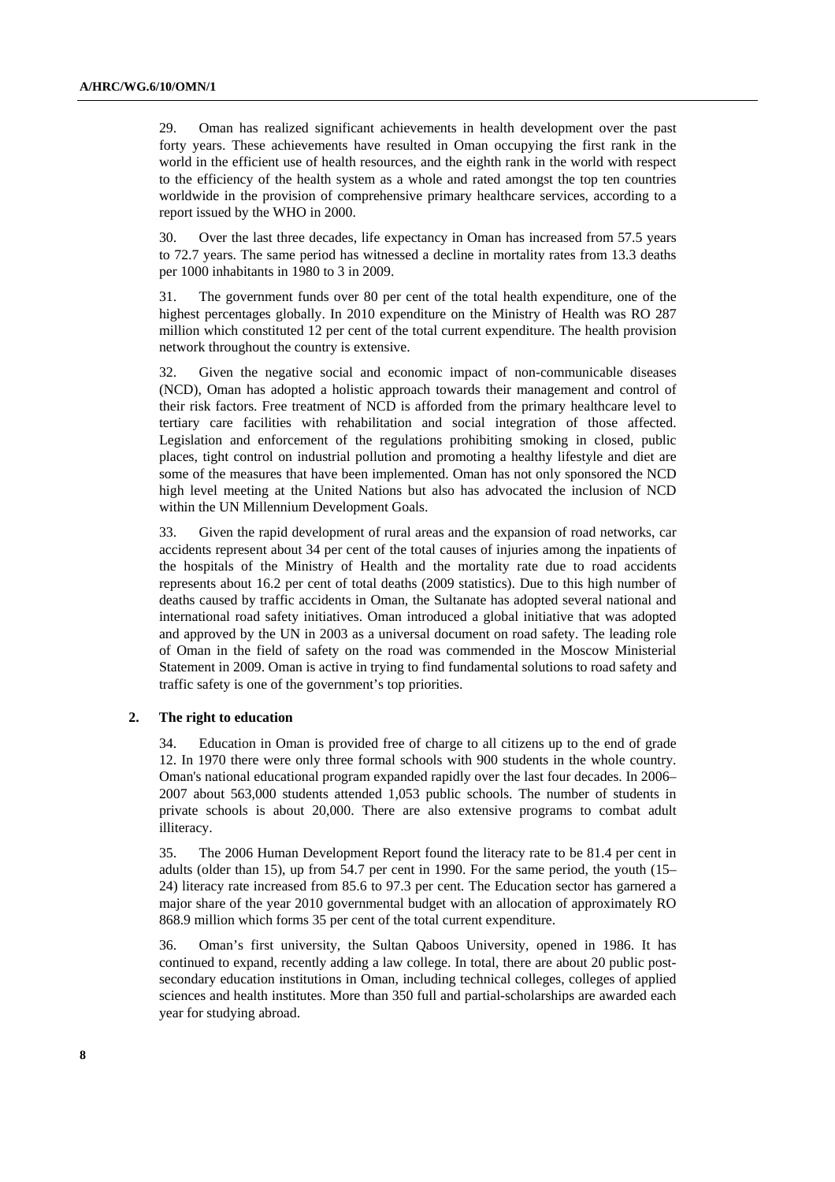29. Oman has realized significant achievements in health development over the past forty years. These achievements have resulted in Oman occupying the first rank in the world in the efficient use of health resources, and the eighth rank in the world with respect to the efficiency of the health system as a whole and rated amongst the top ten countries worldwide in the provision of comprehensive primary healthcare services, according to a report issued by the WHO in 2000.

30. Over the last three decades, life expectancy in Oman has increased from 57.5 years to 72.7 years. The same period has witnessed a decline in mortality rates from 13.3 deaths per 1000 inhabitants in 1980 to 3 in 2009.

31. The government funds over 80 per cent of the total health expenditure, one of the highest percentages globally. In 2010 expenditure on the Ministry of Health was RO 287 million which constituted 12 per cent of the total current expenditure. The health provision network throughout the country is extensive.

32. Given the negative social and economic impact of non-communicable diseases (NCD), Oman has adopted a holistic approach towards their management and control of their risk factors. Free treatment of NCD is afforded from the primary healthcare level to tertiary care facilities with rehabilitation and social integration of those affected. Legislation and enforcement of the regulations prohibiting smoking in closed, public places, tight control on industrial pollution and promoting a healthy lifestyle and diet are some of the measures that have been implemented. Oman has not only sponsored the NCD high level meeting at the United Nations but also has advocated the inclusion of NCD within the UN Millennium Development Goals.

33. Given the rapid development of rural areas and the expansion of road networks, car accidents represent about 34 per cent of the total causes of injuries among the inpatients of the hospitals of the Ministry of Health and the mortality rate due to road accidents represents about 16.2 per cent of total deaths (2009 statistics). Due to this high number of deaths caused by traffic accidents in Oman, the Sultanate has adopted several national and international road safety initiatives. Oman introduced a global initiative that was adopted and approved by the UN in 2003 as a universal document on road safety. The leading role of Oman in the field of safety on the road was commended in the Moscow Ministerial Statement in 2009. Oman is active in trying to find fundamental solutions to road safety and traffic safety is one of the government's top priorities.

### 2. The right to education

34. Education in Oman is provided free of charge to all citizens up to the end of grade 12. In 1970 there were only three formal schools with 900 students in the whole country. Oman's national educational program expanded rapidly over the last four decades. In 2006–2007 about 563,000 students attended 1,053 public schools. The number of students in private schools is about 20,000. There are also extensive programs to combat adult illiteracy.

35. The 2006 Human Development Report found the literacy rate to be 81.4 per cent in adults (older than 15), up from 54.7 per cent in 1990. For the same period, the youth (15–24) literacy rate increased from 85.6 to 97.3 per cent. The Education sector has garnered a major share of the year 2010 governmental budget with an allocation of approximately RO 868.9 million which forms 35 per cent of the total current expenditure.

36. Oman's first university, the Sultan Qaboos University, opened in 1986. It has continued to expand, recently adding a law college. In total, there are about 20 public post-secondary education institutions in Oman, including technical colleges, colleges of applied sciences and health institutes. More than 350 full and partial-scholarships are awarded each year for studying abroad.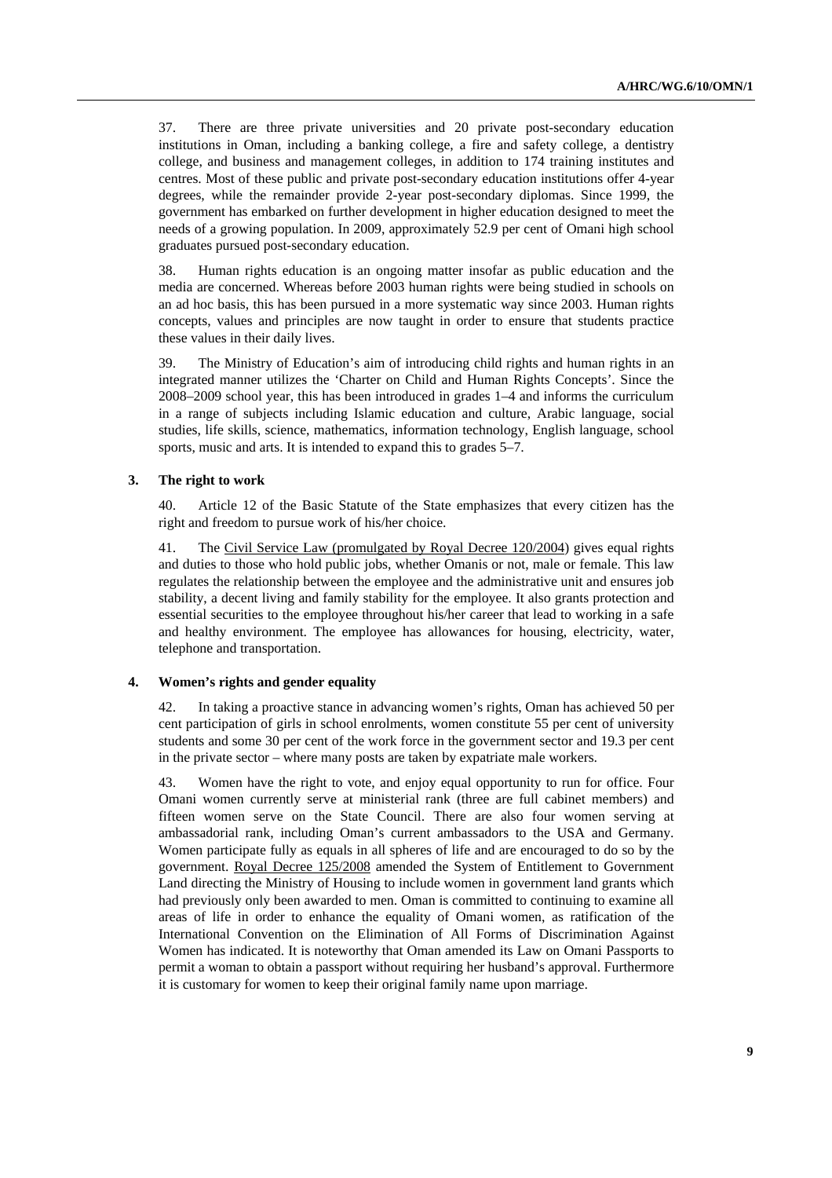37. There are three private universities and 20 private post-secondary education institutions in Oman, including a banking college, a fire and safety college, a dentistry college, and business and management colleges, in addition to 174 training institutes and centres. Most of these public and private post-secondary education institutions offer 4-year degrees, while the remainder provide 2-year post-secondary diplomas. Since 1999, the government has embarked on further development in higher education designed to meet the needs of a growing population. In 2009, approximately 52.9 per cent of Omani high school graduates pursued post-secondary education.

38. Human rights education is an ongoing matter insofar as public education and the media are concerned. Whereas before 2003 human rights were being studied in schools on an ad hoc basis, this has been pursued in a more systematic way since 2003. Human rights concepts, values and principles are now taught in order to ensure that students practice these values in their daily lives.

39. The Ministry of Education's aim of introducing child rights and human rights in an integrated manner utilizes the 'Charter on Child and Human Rights Concepts'. Since the 2008–2009 school year, this has been introduced in grades 1–4 and informs the curriculum in a range of subjects including Islamic education and culture, Arabic language, social studies, life skills, science, mathematics, information technology, English language, school sports, music and arts. It is intended to expand this to grades 5–7.

### 3. The right to work

40. Article 12 of the Basic Statute of the State emphasizes that every citizen has the right and freedom to pursue work of his/her choice.

41. The Civil Service Law (promulgated by Royal Decree 120/2004) gives equal rights and duties to those who hold public jobs, whether Omanis or not, male or female. This law regulates the relationship between the employee and the administrative unit and ensures job stability, a decent living and family stability for the employee. It also grants protection and essential securities to the employee throughout his/her career that lead to working in a safe and healthy environment. The employee has allowances for housing, electricity, water, telephone and transportation.

### 4. Women's rights and gender equality

42. In taking a proactive stance in advancing women's rights, Oman has achieved 50 per cent participation of girls in school enrolments, women constitute 55 per cent of university students and some 30 per cent of the work force in the government sector and 19.3 per cent in the private sector – where many posts are taken by expatriate male workers.

43. Women have the right to vote, and enjoy equal opportunity to run for office. Four Omani women currently serve at ministerial rank (three are full cabinet members) and fifteen women serve on the State Council. There are also four women serving at ambassadorial rank, including Oman's current ambassadors to the USA and Germany. Women participate fully as equals in all spheres of life and are encouraged to do so by the government. Royal Decree 125/2008 amended the System of Entitlement to Government Land directing the Ministry of Housing to include women in government land grants which had previously only been awarded to men. Oman is committed to continuing to examine all areas of life in order to enhance the equality of Omani women, as ratification of the International Convention on the Elimination of All Forms of Discrimination Against Women has indicated. It is noteworthy that Oman amended its Law on Omani Passports to permit a woman to obtain a passport without requiring her husband's approval. Furthermore it is customary for women to keep their original family name upon marriage.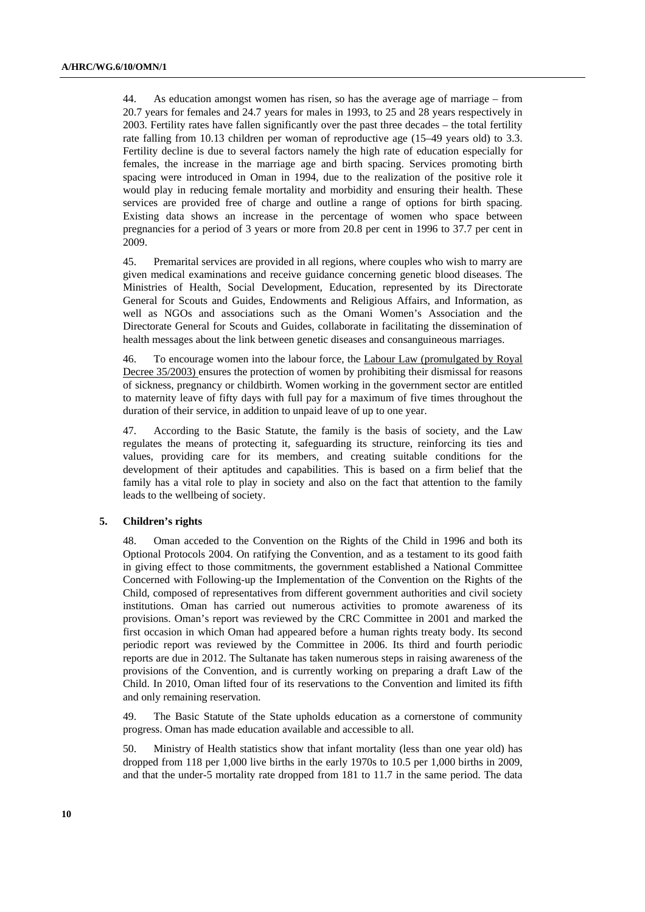44. As education amongst women has risen, so has the average age of marriage – from 20.7 years for females and 24.7 years for males in 1993, to 25 and 28 years respectively in 2003. Fertility rates have fallen significantly over the past three decades – the total fertility rate falling from 10.13 children per woman of reproductive age (15–49 years old) to 3.3. Fertility decline is due to several factors namely the high rate of education especially for females, the increase in the marriage age and birth spacing. Services promoting birth spacing were introduced in Oman in 1994, due to the realization of the positive role it would play in reducing female mortality and morbidity and ensuring their health. These services are provided free of charge and outline a range of options for birth spacing. Existing data shows an increase in the percentage of women who space between pregnancies for a period of 3 years or more from 20.8 per cent in 1996 to 37.7 per cent in 2009.

45. Premarital services are provided in all regions, where couples who wish to marry are given medical examinations and receive guidance concerning genetic blood diseases. The Ministries of Health, Social Development, Education, represented by its Directorate General for Scouts and Guides, Endowments and Religious Affairs, and Information, as well as NGOs and associations such as the Omani Women's Association and the Directorate General for Scouts and Guides, collaborate in facilitating the dissemination of health messages about the link between genetic diseases and consanguineous marriages.

46. To encourage women into the labour force, the Labour Law (promulgated by Royal Decree 35/2003) ensures the protection of women by prohibiting their dismissal for reasons of sickness, pregnancy or childbirth. Women working in the government sector are entitled to maternity leave of fifty days with full pay for a maximum of five times throughout the duration of their service, in addition to unpaid leave of up to one year.

47. According to the Basic Statute, the family is the basis of society, and the Law regulates the means of protecting it, safeguarding its structure, reinforcing its ties and values, providing care for its members, and creating suitable conditions for the development of their aptitudes and capabilities. This is based on a firm belief that the family has a vital role to play in society and also on the fact that attention to the family leads to the wellbeing of society.

### 5. Children's rights

48. Oman acceded to the Convention on the Rights of the Child in 1996 and both its Optional Protocols 2004. On ratifying the Convention, and as a testament to its good faith in giving effect to those commitments, the government established a National Committee Concerned with Following-up the Implementation of the Convention on the Rights of the Child, composed of representatives from different government authorities and civil society institutions. Oman has carried out numerous activities to promote awareness of its provisions. Oman's report was reviewed by the CRC Committee in 2001 and marked the first occasion in which Oman had appeared before a human rights treaty body. Its second periodic report was reviewed by the Committee in 2006. Its third and fourth periodic reports are due in 2012. The Sultanate has taken numerous steps in raising awareness of the provisions of the Convention, and is currently working on preparing a draft Law of the Child. In 2010, Oman lifted four of its reservations to the Convention and limited its fifth and only remaining reservation.

49. The Basic Statute of the State upholds education as a cornerstone of community progress. Oman has made education available and accessible to all.

50. Ministry of Health statistics show that infant mortality (less than one year old) has dropped from 118 per 1,000 live births in the early 1970s to 10.5 per 1,000 births in 2009, and that the under-5 mortality rate dropped from 181 to 11.7 in the same period. The data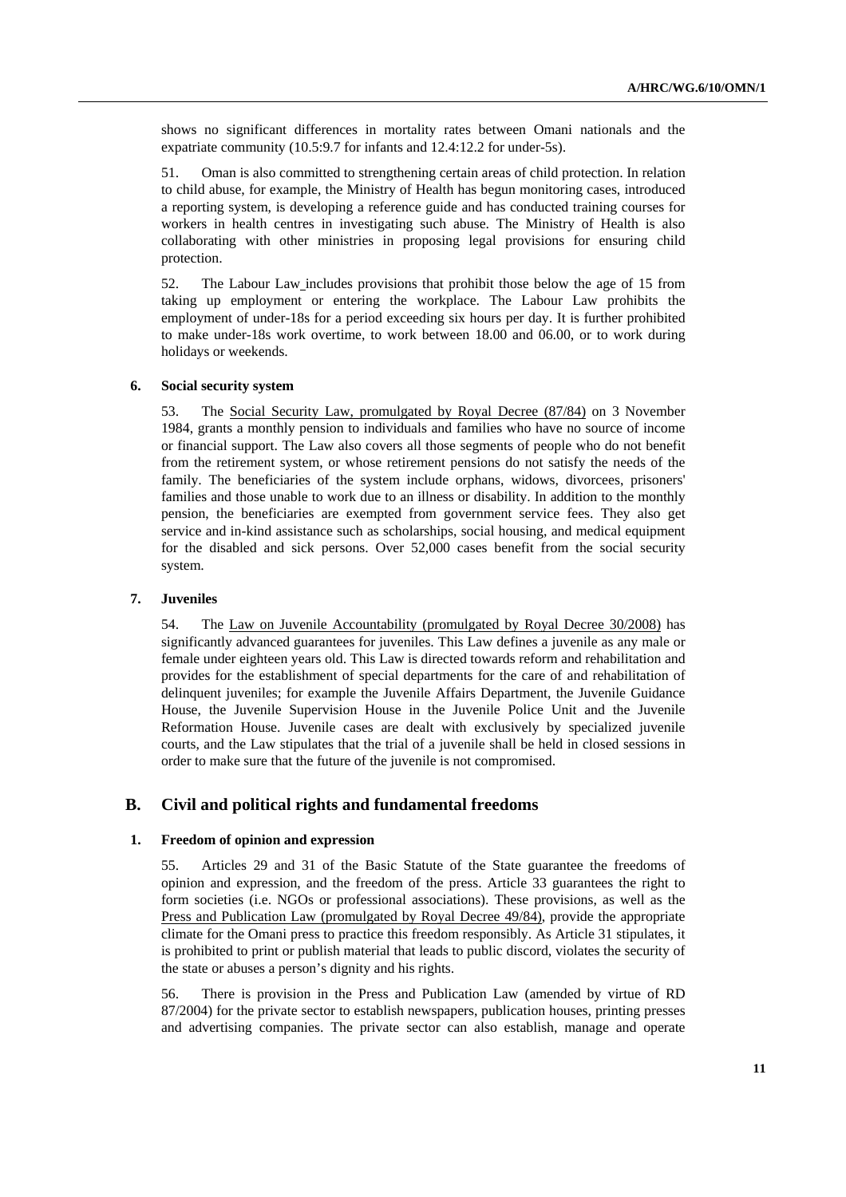shows no significant differences in mortality rates between Omani nationals and the expatriate community (10.5:9.7 for infants and 12.4:12.2 for under-5s).

51. Oman is also committed to strengthening certain areas of child protection. In relation to child abuse, for example, the Ministry of Health has begun monitoring cases, introduced a reporting system, is developing a reference guide and has conducted training courses for workers in health centres in investigating such abuse. The Ministry of Health is also collaborating with other ministries in proposing legal provisions for ensuring child protection.

52. The Labour Law includes provisions that prohibit those below the age of 15 from taking up employment or entering the workplace. The Labour Law prohibits the employment of under-18s for a period exceeding six hours per day. It is further prohibited to make under-18s work overtime, to work between 18.00 and 06.00, or to work during holidays or weekends.

#### 6. Social security system

53. The Social Security Law, promulgated by Royal Decree (87/84) on 3 November 1984, grants a monthly pension to individuals and families who have no source of income or financial support. The Law also covers all those segments of people who do not benefit from the retirement system, or whose retirement pensions do not satisfy the needs of the family. The beneficiaries of the system include orphans, widows, divorcees, prisoners' families and those unable to work due to an illness or disability. In addition to the monthly pension, the beneficiaries are exempted from government service fees. They also get service and in-kind assistance such as scholarships, social housing, and medical equipment for the disabled and sick persons. Over 52,000 cases benefit from the social security system.

#### 7. Juveniles

54. The Law on Juvenile Accountability (promulgated by Royal Decree 30/2008) has significantly advanced guarantees for juveniles. This Law defines a juvenile as any male or female under eighteen years old. This Law is directed towards reform and rehabilitation and provides for the establishment of special departments for the care of and rehabilitation of delinquent juveniles; for example the Juvenile Affairs Department, the Juvenile Guidance House, the Juvenile Supervision House in the Juvenile Police Unit and the Juvenile Reformation House. Juvenile cases are dealt with exclusively by specialized juvenile courts, and the Law stipulates that the trial of a juvenile shall be held in closed sessions in order to make sure that the future of the juvenile is not compromised.

## B. Civil and political rights and fundamental freedoms

#### 1. Freedom of opinion and expression

55. Articles 29 and 31 of the Basic Statute of the State guarantee the freedoms of opinion and expression, and the freedom of the press. Article 33 guarantees the right to form societies (i.e. NGOs or professional associations). These provisions, as well as the Press and Publication Law (promulgated by Royal Decree 49/84), provide the appropriate climate for the Omani press to practice this freedom responsibly. As Article 31 stipulates, it is prohibited to print or publish material that leads to public discord, violates the security of the state or abuses a person's dignity and his rights.

56. There is provision in the Press and Publication Law (amended by virtue of RD 87/2004) for the private sector to establish newspapers, publication houses, printing presses and advertising companies. The private sector can also establish, manage and operate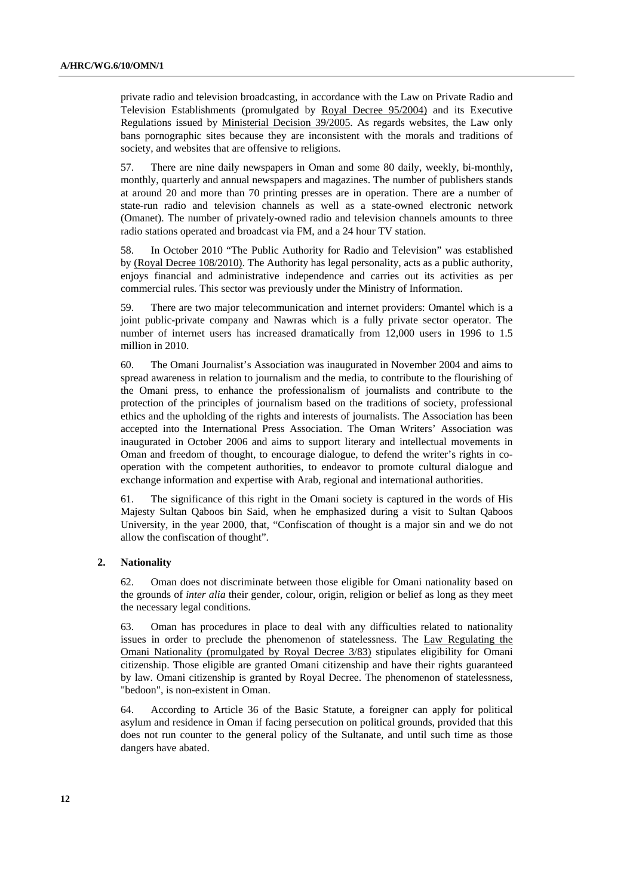private radio and television broadcasting, in accordance with the Law on Private Radio and Television Establishments (promulgated by Royal Decree 95/2004) and its Executive Regulations issued by Ministerial Decision 39/2005. As regards websites, the Law only bans pornographic sites because they are inconsistent with the morals and traditions of society, and websites that are offensive to religions.

57. There are nine daily newspapers in Oman and some 80 daily, weekly, bi-monthly, monthly, quarterly and annual newspapers and magazines. The number of publishers stands at around 20 and more than 70 printing presses are in operation. There are a number of state-run radio and television channels as well as a state-owned electronic network (Omanet). The number of privately-owned radio and television channels amounts to three radio stations operated and broadcast via FM, and a 24 hour TV station.

58. In October 2010 "The Public Authority for Radio and Television" was established by (Royal Decree 108/2010). The Authority has legal personality, acts as a public authority, enjoys financial and administrative independence and carries out its activities as per commercial rules. This sector was previously under the Ministry of Information.

59. There are two major telecommunication and internet providers: Omantel which is a joint public-private company and Nawras which is a fully private sector operator. The number of internet users has increased dramatically from 12,000 users in 1996 to 1.5 million in 2010.

60. The Omani Journalist's Association was inaugurated in November 2004 and aims to spread awareness in relation to journalism and the media, to contribute to the flourishing of the Omani press, to enhance the professionalism of journalists and contribute to the protection of the principles of journalism based on the traditions of society, professional ethics and the upholding of the rights and interests of journalists. The Association has been accepted into the International Press Association. The Oman Writers' Association was inaugurated in October 2006 and aims to support literary and intellectual movements in Oman and freedom of thought, to encourage dialogue, to defend the writer's rights in co-operation with the competent authorities, to endeavor to promote cultural dialogue and exchange information and expertise with Arab, regional and international authorities.

61. The significance of this right in the Omani society is captured in the words of His Majesty Sultan Qaboos bin Said, when he emphasized during a visit to Sultan Qaboos University, in the year 2000, that, "Confiscation of thought is a major sin and we do not allow the confiscation of thought".

### 2. Nationality

62. Oman does not discriminate between those eligible for Omani nationality based on the grounds of *inter alia* their gender, colour, origin, religion or belief as long as they meet the necessary legal conditions.

63. Oman has procedures in place to deal with any difficulties related to nationality issues in order to preclude the phenomenon of statelessness. The Law Regulating the Omani Nationality (promulgated by Royal Decree 3/83) stipulates eligibility for Omani citizenship. Those eligible are granted Omani citizenship and have their rights guaranteed by law. Omani citizenship is granted by Royal Decree. The phenomenon of statelessness, "bedoon", is non-existent in Oman.

64. According to Article 36 of the Basic Statute, a foreigner can apply for political asylum and residence in Oman if facing persecution on political grounds, provided that this does not run counter to the general policy of the Sultanate, and until such time as those dangers have abated.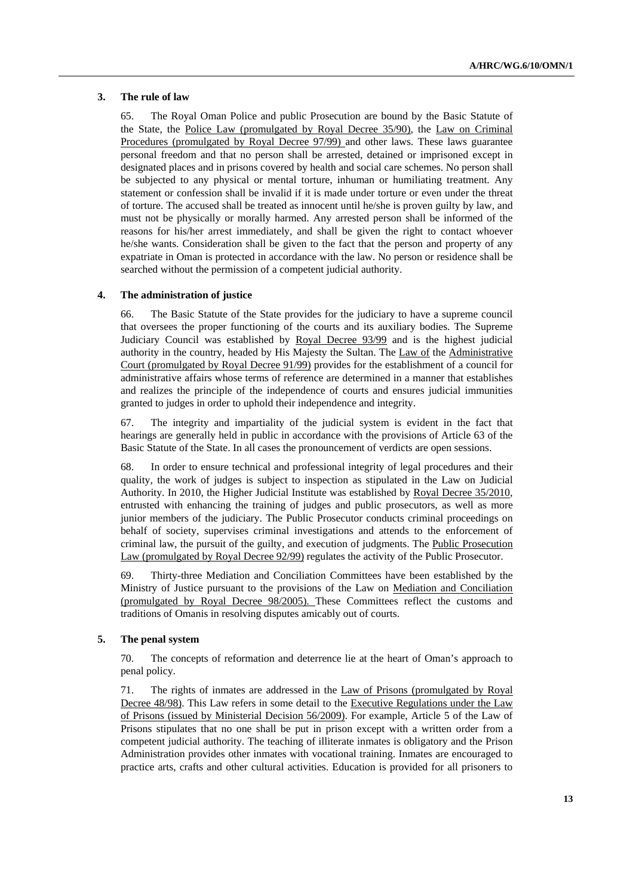### 3. The rule of law

65. The Royal Oman Police and public Prosecution are bound by the Basic Statute of the State, the Police Law (promulgated by Royal Decree 35/90), the Law on Criminal Procedures (promulgated by Royal Decree 97/99) and other laws. These laws guarantee personal freedom and that no person shall be arrested, detained or imprisoned except in designated places and in prisons covered by health and social care schemes. No person shall be subjected to any physical or mental torture, inhuman or humiliating treatment. Any statement or confession shall be invalid if it is made under torture or even under the threat of torture. The accused shall be treated as innocent until he/she is proven guilty by law, and must not be physically or morally harmed. Any arrested person shall be informed of the reasons for his/her arrest immediately, and shall be given the right to contact whoever he/she wants. Consideration shall be given to the fact that the person and property of any expatriate in Oman is protected in accordance with the law. No person or residence shall be searched without the permission of a competent judicial authority.

### 4. The administration of justice

66. The Basic Statute of the State provides for the judiciary to have a supreme council that oversees the proper functioning of the courts and its auxiliary bodies. The Supreme Judiciary Council was established by Royal Decree 93/99 and is the highest judicial authority in the country, headed by His Majesty the Sultan. The Law of the Administrative Court (promulgated by Royal Decree 91/99) provides for the establishment of a council for administrative affairs whose terms of reference are determined in a manner that establishes and realizes the principle of the independence of courts and ensures judicial immunities granted to judges in order to uphold their independence and integrity.

67. The integrity and impartiality of the judicial system is evident in the fact that hearings are generally held in public in accordance with the provisions of Article 63 of the Basic Statute of the State. In all cases the pronouncement of verdicts are open sessions.

68. In order to ensure technical and professional integrity of legal procedures and their quality, the work of judges is subject to inspection as stipulated in the Law on Judicial Authority. In 2010, the Higher Judicial Institute was established by Royal Decree 35/2010, entrusted with enhancing the training of judges and public prosecutors, as well as more junior members of the judiciary. The Public Prosecutor conducts criminal proceedings on behalf of society, supervises criminal investigations and attends to the enforcement of criminal law, the pursuit of the guilty, and execution of judgments. The Public Prosecution Law (promulgated by Royal Decree 92/99) regulates the activity of the Public Prosecutor.

69. Thirty-three Mediation and Conciliation Committees have been established by the Ministry of Justice pursuant to the provisions of the Law on Mediation and Conciliation (promulgated by Royal Decree 98/2005). These Committees reflect the customs and traditions of Omanis in resolving disputes amicably out of courts.

### 5. The penal system

70. The concepts of reformation and deterrence lie at the heart of Oman's approach to penal policy.

71. The rights of inmates are addressed in the Law of Prisons (promulgated by Royal Decree 48/98). This Law refers in some detail to the Executive Regulations under the Law of Prisons (issued by Ministerial Decision 56/2009). For example, Article 5 of the Law of Prisons stipulates that no one shall be put in prison except with a written order from a competent judicial authority. The teaching of illiterate inmates is obligatory and the Prison Administration provides other inmates with vocational training. Inmates are encouraged to practice arts, crafts and other cultural activities. Education is provided for all prisoners to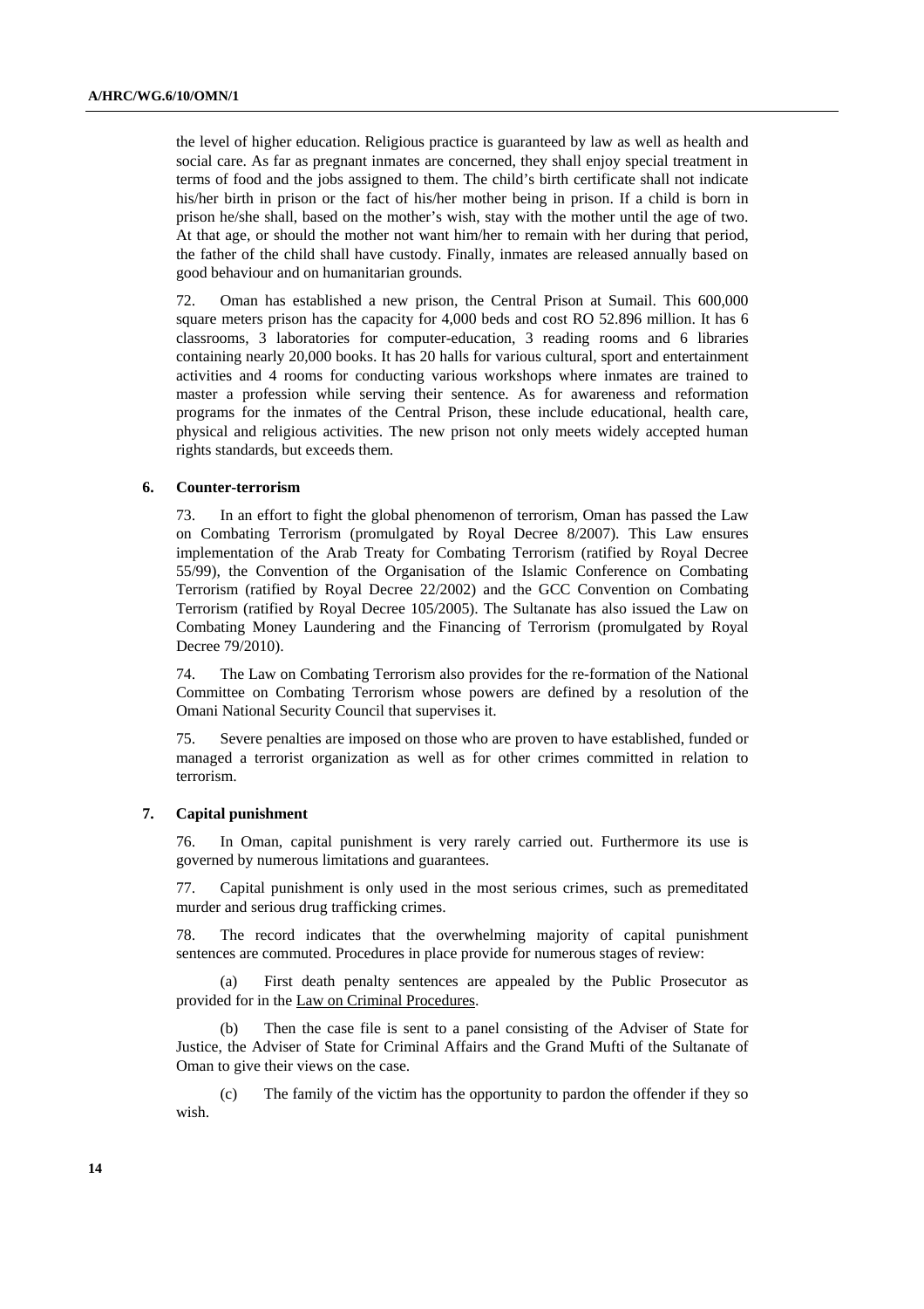the level of higher education. Religious practice is guaranteed by law as well as health and social care. As far as pregnant inmates are concerned, they shall enjoy special treatment in terms of food and the jobs assigned to them. The child's birth certificate shall not indicate his/her birth in prison or the fact of his/her mother being in prison. If a child is born in prison he/she shall, based on the mother's wish, stay with the mother until the age of two. At that age, or should the mother not want him/her to remain with her during that period, the father of the child shall have custody. Finally, inmates are released annually based on good behaviour and on humanitarian grounds.

72. Oman has established a new prison, the Central Prison at Sumail. This 600,000 square meters prison has the capacity for 4,000 beds and cost RO 52.896 million. It has 6 classrooms, 3 laboratories for computer-education, 3 reading rooms and 6 libraries containing nearly 20,000 books. It has 20 halls for various cultural, sport and entertainment activities and 4 rooms for conducting various workshops where inmates are trained to master a profession while serving their sentence. As for awareness and reformation programs for the inmates of the Central Prison, these include educational, health care, physical and religious activities. The new prison not only meets widely accepted human rights standards, but exceeds them.

### 6. Counter-terrorism

73. In an effort to fight the global phenomenon of terrorism, Oman has passed the Law on Combating Terrorism (promulgated by Royal Decree 8/2007). This Law ensures implementation of the Arab Treaty for Combating Terrorism (ratified by Royal Decree 55/99), the Convention of the Organisation of the Islamic Conference on Combating Terrorism (ratified by Royal Decree 22/2002) and the GCC Convention on Combating Terrorism (ratified by Royal Decree 105/2005). The Sultanate has also issued the Law on Combating Money Laundering and the Financing of Terrorism (promulgated by Royal Decree 79/2010).

74. The Law on Combating Terrorism also provides for the re-formation of the National Committee on Combating Terrorism whose powers are defined by a resolution of the Omani National Security Council that supervises it.

75. Severe penalties are imposed on those who are proven to have established, funded or managed a terrorist organization as well as for other crimes committed in relation to terrorism.

### 7. Capital punishment

76. In Oman, capital punishment is very rarely carried out. Furthermore its use is governed by numerous limitations and guarantees.

77. Capital punishment is only used in the most serious crimes, such as premeditated murder and serious drug trafficking crimes.

78. The record indicates that the overwhelming majority of capital punishment sentences are commuted. Procedures in place provide for numerous stages of review:

(a) First death penalty sentences are appealed by the Public Prosecutor as provided for in the Law on Criminal Procedures.

(b) Then the case file is sent to a panel consisting of the Adviser of State for Justice, the Adviser of State for Criminal Affairs and the Grand Mufti of the Sultanate of Oman to give their views on the case.

(c) The family of the victim has the opportunity to pardon the offender if they so wish.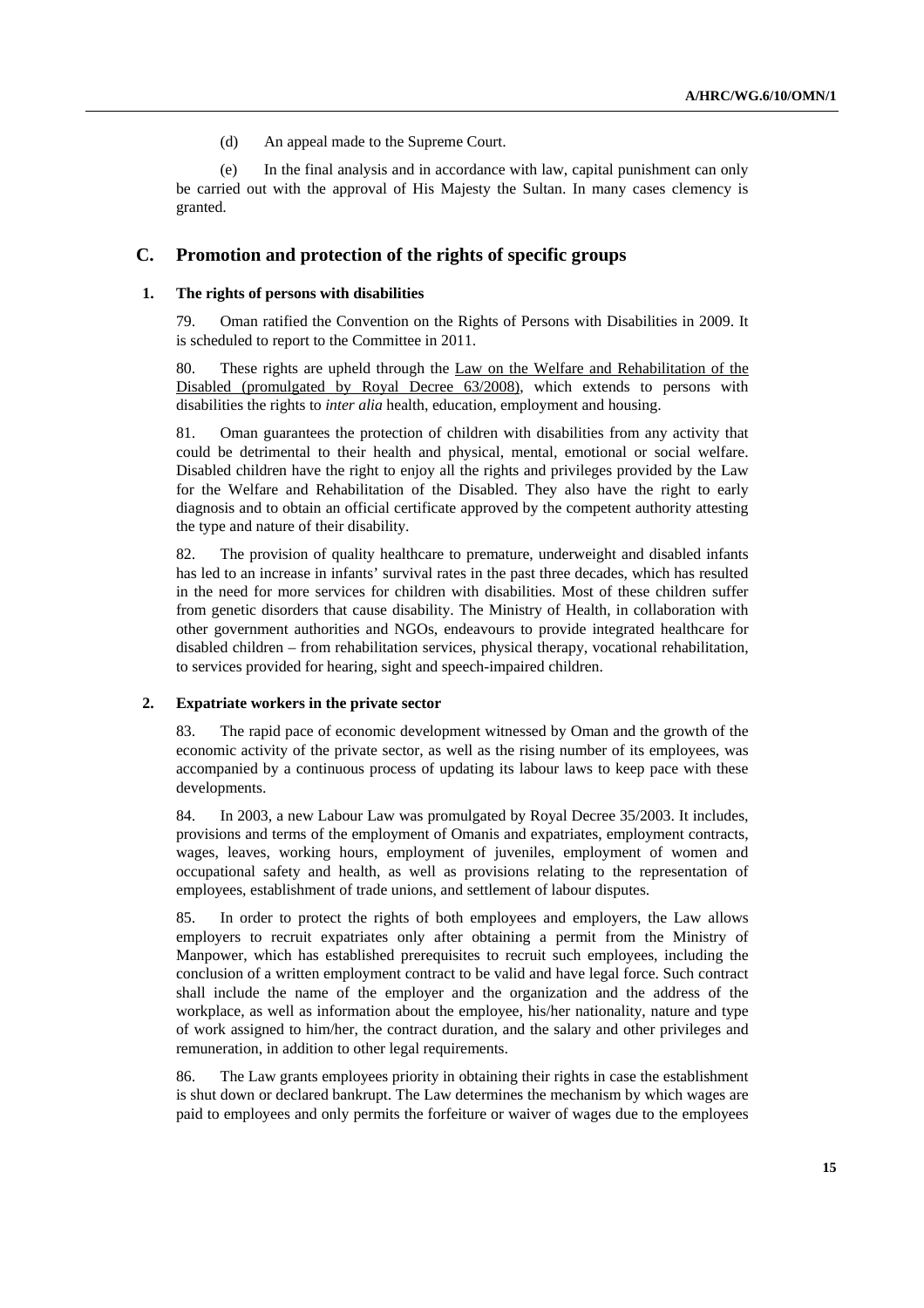(d) An appeal made to the Supreme Court.

(e) In the final analysis and in accordance with law, capital punishment can only be carried out with the approval of His Majesty the Sultan. In many cases clemency is granted.

## C. Promotion and protection of the rights of specific groups

### 1. The rights of persons with disabilities

79. Oman ratified the Convention on the Rights of Persons with Disabilities in 2009. It is scheduled to report to the Committee in 2011.

80. These rights are upheld through the Law on the Welfare and Rehabilitation of the Disabled (promulgated by Royal Decree 63/2008), which extends to persons with disabilities the rights to *inter alia* health, education, employment and housing.

81. Oman guarantees the protection of children with disabilities from any activity that could be detrimental to their health and physical, mental, emotional or social welfare. Disabled children have the right to enjoy all the rights and privileges provided by the Law for the Welfare and Rehabilitation of the Disabled. They also have the right to early diagnosis and to obtain an official certificate approved by the competent authority attesting the type and nature of their disability.

82. The provision of quality healthcare to premature, underweight and disabled infants has led to an increase in infants' survival rates in the past three decades, which has resulted in the need for more services for children with disabilities. Most of these children suffer from genetic disorders that cause disability. The Ministry of Health, in collaboration with other government authorities and NGOs, endeavours to provide integrated healthcare for disabled children – from rehabilitation services, physical therapy, vocational rehabilitation, to services provided for hearing, sight and speech-impaired children.

### 2. Expatriate workers in the private sector

83. The rapid pace of economic development witnessed by Oman and the growth of the economic activity of the private sector, as well as the rising number of its employees, was accompanied by a continuous process of updating its labour laws to keep pace with these developments.

84. In 2003, a new Labour Law was promulgated by Royal Decree 35/2003. It includes, provisions and terms of the employment of Omanis and expatriates, employment contracts, wages, leaves, working hours, employment of juveniles, employment of women and occupational safety and health, as well as provisions relating to the representation of employees, establishment of trade unions, and settlement of labour disputes.

85. In order to protect the rights of both employees and employers, the Law allows employers to recruit expatriates only after obtaining a permit from the Ministry of Manpower, which has established prerequisites to recruit such employees, including the conclusion of a written employment contract to be valid and have legal force. Such contract shall include the name of the employer and the organization and the address of the workplace, as well as information about the employee, his/her nationality, nature and type of work assigned to him/her, the contract duration, and the salary and other privileges and remuneration, in addition to other legal requirements.

86. The Law grants employees priority in obtaining their rights in case the establishment is shut down or declared bankrupt. The Law determines the mechanism by which wages are paid to employees and only permits the forfeiture or waiver of wages due to the employees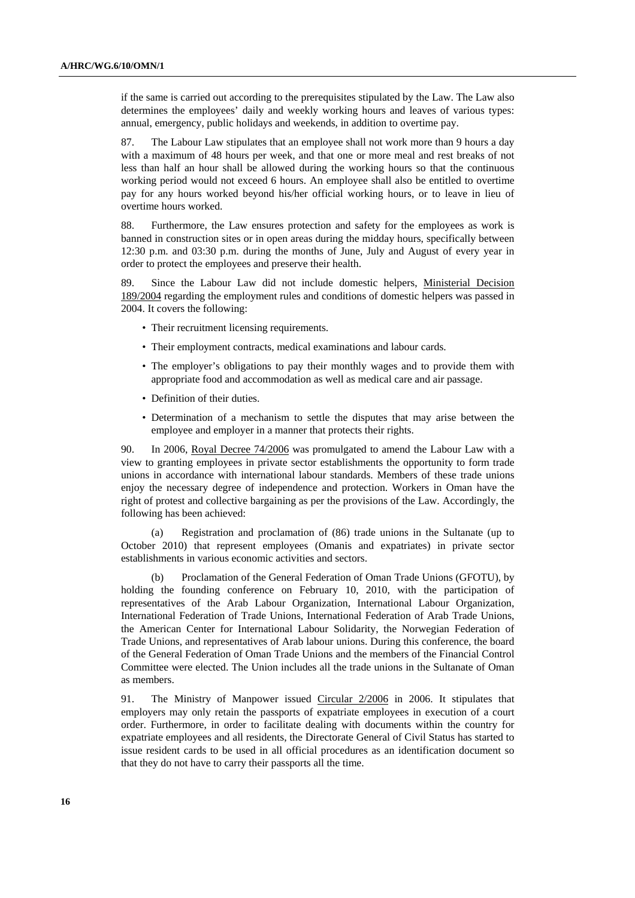if the same is carried out according to the prerequisites stipulated by the Law. The Law also determines the employees' daily and weekly working hours and leaves of various types: annual, emergency, public holidays and weekends, in addition to overtime pay.

87. The Labour Law stipulates that an employee shall not work more than 9 hours a day with a maximum of 48 hours per week, and that one or more meal and rest breaks of not less than half an hour shall be allowed during the working hours so that the continuous working period would not exceed 6 hours. An employee shall also be entitled to overtime pay for any hours worked beyond his/her official working hours, or to leave in lieu of overtime hours worked.

88. Furthermore, the Law ensures protection and safety for the employees as work is banned in construction sites or in open areas during the midday hours, specifically between 12:30 p.m. and 03:30 p.m. during the months of June, July and August of every year in order to protect the employees and preserve their health.

89. Since the Labour Law did not include domestic helpers, Ministerial Decision 189/2004 regarding the employment rules and conditions of domestic helpers was passed in 2004. It covers the following:

- Their recruitment licensing requirements.
- Their employment contracts, medical examinations and labour cards.
- The employer's obligations to pay their monthly wages and to provide them with appropriate food and accommodation as well as medical care and air passage.
- Definition of their duties.
- Determination of a mechanism to settle the disputes that may arise between the employee and employer in a manner that protects their rights.

90. In 2006, Royal Decree 74/2006 was promulgated to amend the Labour Law with a view to granting employees in private sector establishments the opportunity to form trade unions in accordance with international labour standards. Members of these trade unions enjoy the necessary degree of independence and protection. Workers in Oman have the right of protest and collective bargaining as per the provisions of the Law. Accordingly, the following has been achieved:

(a) Registration and proclamation of (86) trade unions in the Sultanate (up to October 2010) that represent employees (Omanis and expatriates) in private sector establishments in various economic activities and sectors.

(b) Proclamation of the General Federation of Oman Trade Unions (GFOTU), by holding the founding conference on February 10, 2010, with the participation of representatives of the Arab Labour Organization, International Labour Organization, International Federation of Trade Unions, International Federation of Arab Trade Unions, the American Center for International Labour Solidarity, the Norwegian Federation of Trade Unions, and representatives of Arab labour unions. During this conference, the board of the General Federation of Oman Trade Unions and the members of the Financial Control Committee were elected. The Union includes all the trade unions in the Sultanate of Oman as members.

91. The Ministry of Manpower issued Circular 2/2006 in 2006. It stipulates that employers may only retain the passports of expatriate employees in execution of a court order. Furthermore, in order to facilitate dealing with documents within the country for expatriate employees and all residents, the Directorate General of Civil Status has started to issue resident cards to be used in all official procedures as an identification document so that they do not have to carry their passports all the time.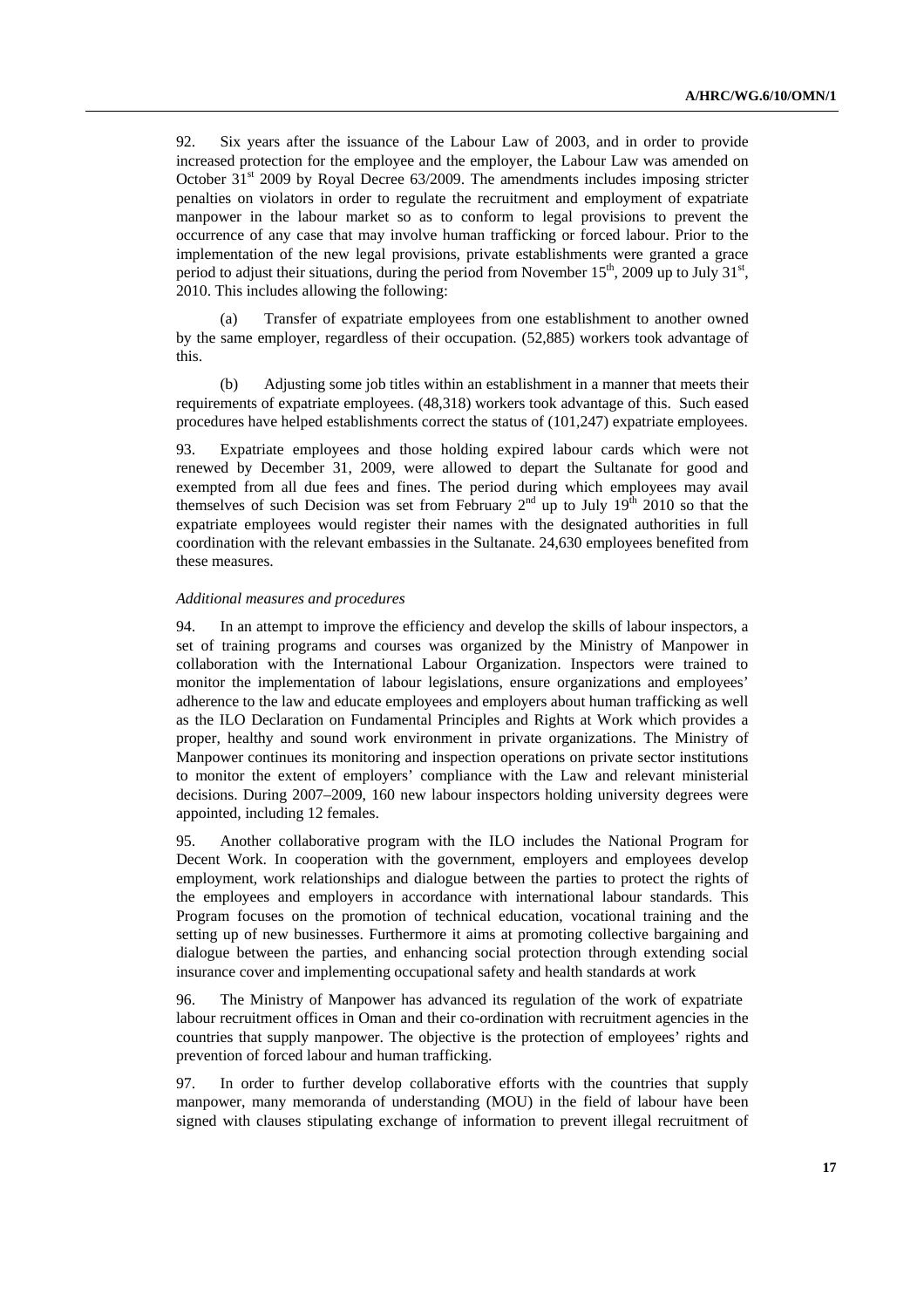92. Six years after the issuance of the Labour Law of 2003, and in order to provide increased protection for the employee and the employer, the Labour Law was amended on October 31st 2009 by Royal Decree 63/2009. The amendments includes imposing stricter penalties on violators in order to regulate the recruitment and employment of expatriate manpower in the labour market so as to conform to legal provisions to prevent the occurrence of any case that may involve human trafficking or forced labour. Prior to the implementation of the new legal provisions, private establishments were granted a grace period to adjust their situations, during the period from November 15th, 2009 up to July 31st, 2010. This includes allowing the following:

(a) Transfer of expatriate employees from one establishment to another owned by the same employer, regardless of their occupation. (52,885) workers took advantage of this.

(b) Adjusting some job titles within an establishment in a manner that meets their requirements of expatriate employees. (48,318) workers took advantage of this. Such eased procedures have helped establishments correct the status of (101,247) expatriate employees.

93. Expatriate employees and those holding expired labour cards which were not renewed by December 31, 2009, were allowed to depart the Sultanate for good and exempted from all due fees and fines. The period during which employees may avail themselves of such Decision was set from February 2nd up to July 19th 2010 so that the expatriate employees would register their names with the designated authorities in full coordination with the relevant embassies in the Sultanate. 24,630 employees benefited from these measures.

*Additional measures and procedures*

94. In an attempt to improve the efficiency and develop the skills of labour inspectors, a set of training programs and courses was organized by the Ministry of Manpower in collaboration with the International Labour Organization. Inspectors were trained to monitor the implementation of labour legislations, ensure organizations and employees' adherence to the law and educate employees and employers about human trafficking as well as the ILO Declaration on Fundamental Principles and Rights at Work which provides a proper, healthy and sound work environment in private organizations. The Ministry of Manpower continues its monitoring and inspection operations on private sector institutions to monitor the extent of employers' compliance with the Law and relevant ministerial decisions. During 2007–2009, 160 new labour inspectors holding university degrees were appointed, including 12 females.

95. Another collaborative program with the ILO includes the National Program for Decent Work. In cooperation with the government, employers and employees develop employment, work relationships and dialogue between the parties to protect the rights of the employees and employers in accordance with international labour standards. This Program focuses on the promotion of technical education, vocational training and the setting up of new businesses. Furthermore it aims at promoting collective bargaining and dialogue between the parties, and enhancing social protection through extending social insurance cover and implementing occupational safety and health standards at work

96. The Ministry of Manpower has advanced its regulation of the work of expatriate labour recruitment offices in Oman and their co-ordination with recruitment agencies in the countries that supply manpower. The objective is the protection of employees' rights and prevention of forced labour and human trafficking.

97. In order to further develop collaborative efforts with the countries that supply manpower, many memoranda of understanding (MOU) in the field of labour have been signed with clauses stipulating exchange of information to prevent illegal recruitment of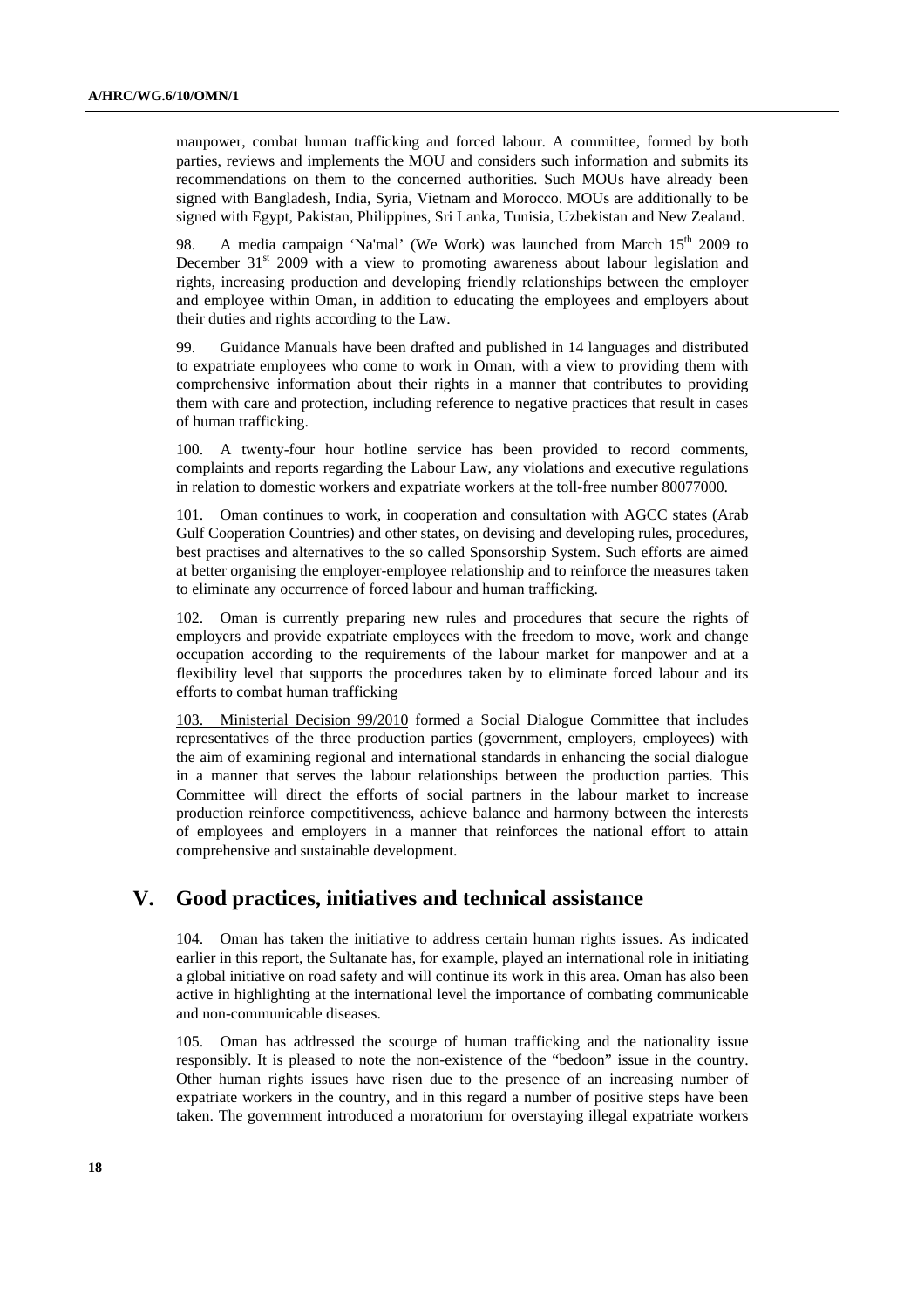manpower, combat human trafficking and forced labour. A committee, formed by both parties, reviews and implements the MOU and considers such information and submits its recommendations on them to the concerned authorities. Such MOUs have already been signed with Bangladesh, India, Syria, Vietnam and Morocco. MOUs are additionally to be signed with Egypt, Pakistan, Philippines, Sri Lanka, Tunisia, Uzbekistan and New Zealand.

98. A media campaign 'Na'mal' (We Work) was launched from March 15th 2009 to December 31st 2009 with a view to promoting awareness about labour legislation and rights, increasing production and developing friendly relationships between the employer and employee within Oman, in addition to educating the employees and employers about their duties and rights according to the Law.

99. Guidance Manuals have been drafted and published in 14 languages and distributed to expatriate employees who come to work in Oman, with a view to providing them with comprehensive information about their rights in a manner that contributes to providing them with care and protection, including reference to negative practices that result in cases of human trafficking.

100. A twenty-four hour hotline service has been provided to record comments, complaints and reports regarding the Labour Law, any violations and executive regulations in relation to domestic workers and expatriate workers at the toll-free number 80077000.

101. Oman continues to work, in cooperation and consultation with AGCC states (Arab Gulf Cooperation Countries) and other states, on devising and developing rules, procedures, best practises and alternatives to the so called Sponsorship System. Such efforts are aimed at better organising the employer-employee relationship and to reinforce the measures taken to eliminate any occurrence of forced labour and human trafficking.

102. Oman is currently preparing new rules and procedures that secure the rights of employers and provide expatriate employees with the freedom to move, work and change occupation according to the requirements of the labour market for manpower and at a flexibility level that supports the procedures taken by to eliminate forced labour and its efforts to combat human trafficking

103. Ministerial Decision 99/2010 formed a Social Dialogue Committee that includes representatives of the three production parties (government, employers, employees) with the aim of examining regional and international standards in enhancing the social dialogue in a manner that serves the labour relationships between the production parties. This Committee will direct the efforts of social partners in the labour market to increase production reinforce competitiveness, achieve balance and harmony between the interests of employees and employers in a manner that reinforces the national effort to attain comprehensive and sustainable development.

# V. Good practices, initiatives and technical assistance

104. Oman has taken the initiative to address certain human rights issues. As indicated earlier in this report, the Sultanate has, for example, played an international role in initiating a global initiative on road safety and will continue its work in this area. Oman has also been active in highlighting at the international level the importance of combating communicable and non-communicable diseases.

105. Oman has addressed the scourge of human trafficking and the nationality issue responsibly. It is pleased to note the non-existence of the "bedoon" issue in the country. Other human rights issues have risen due to the presence of an increasing number of expatriate workers in the country, and in this regard a number of positive steps have been taken. The government introduced a moratorium for overstaying illegal expatriate workers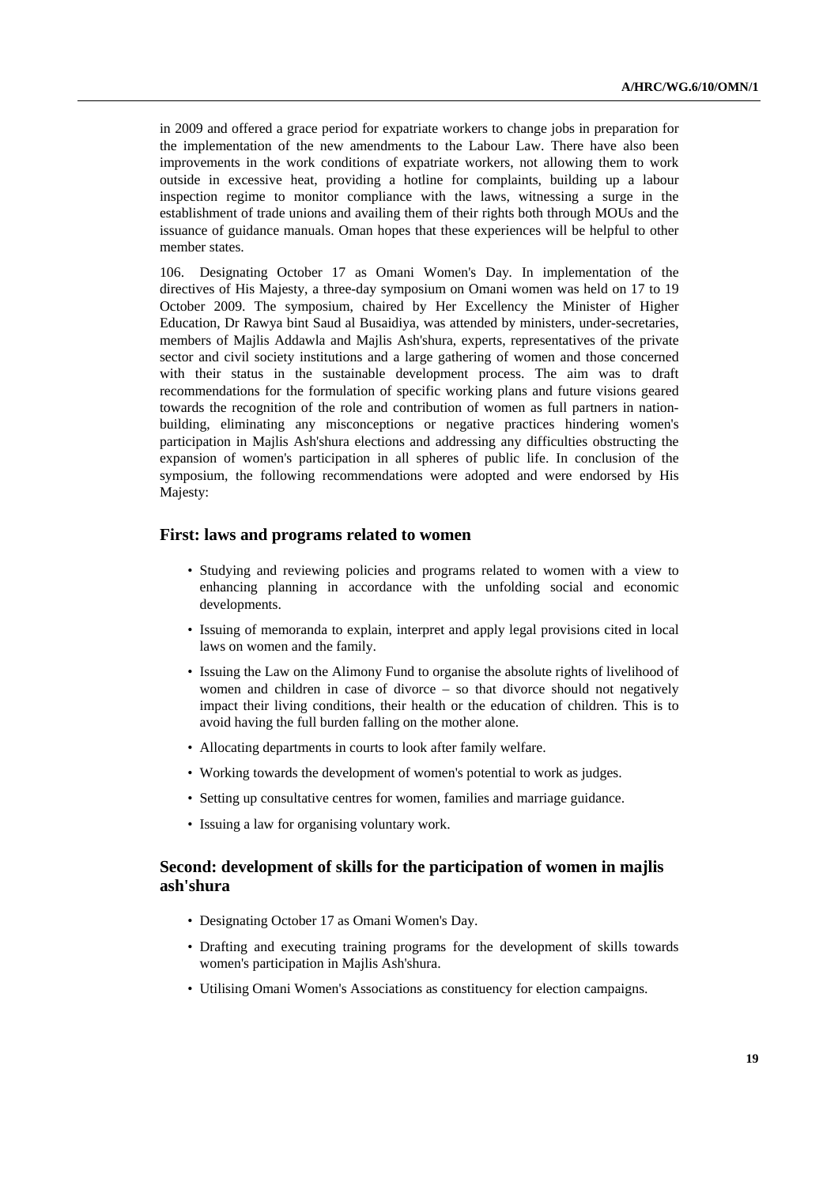in 2009 and offered a grace period for expatriate workers to change jobs in preparation for the implementation of the new amendments to the Labour Law. There have also been improvements in the work conditions of expatriate workers, not allowing them to work outside in excessive heat, providing a hotline for complaints, building up a labour inspection regime to monitor compliance with the laws, witnessing a surge in the establishment of trade unions and availing them of their rights both through MOUs and the issuance of guidance manuals. Oman hopes that these experiences will be helpful to other member states.

106. Designating October 17 as Omani Women's Day. In implementation of the directives of His Majesty, a three-day symposium on Omani women was held on 17 to 19 October 2009. The symposium, chaired by Her Excellency the Minister of Higher Education, Dr Rawya bint Saud al Busaidiya, was attended by ministers, under-secretaries, members of Majlis Addawla and Majlis Ash'shura, experts, representatives of the private sector and civil society institutions and a large gathering of women and those concerned with their status in the sustainable development process. The aim was to draft recommendations for the formulation of specific working plans and future visions geared towards the recognition of the role and contribution of women as full partners in nation-building, eliminating any misconceptions or negative practices hindering women's participation in Majlis Ash'shura elections and addressing any difficulties obstructing the expansion of women's participation in all spheres of public life. In conclusion of the symposium, the following recommendations were adopted and were endorsed by His Majesty:

### First: laws and programs related to women

- Studying and reviewing policies and programs related to women with a view to enhancing planning in accordance with the unfolding social and economic developments.
- Issuing of memoranda to explain, interpret and apply legal provisions cited in local laws on women and the family.
- Issuing the Law on the Alimony Fund to organise the absolute rights of livelihood of women and children in case of divorce – so that divorce should not negatively impact their living conditions, their health or the education of children. This is to avoid having the full burden falling on the mother alone.
- Allocating departments in courts to look after family welfare.
- Working towards the development of women's potential to work as judges.
- Setting up consultative centres for women, families and marriage guidance.
- Issuing a law for organising voluntary work.

### Second: development of skills for the participation of women in majlis ash'shura

- Designating October 17 as Omani Women's Day.
- Drafting and executing training programs for the development of skills towards women's participation in Majlis Ash'shura.
- Utilising Omani Women's Associations as constituency for election campaigns.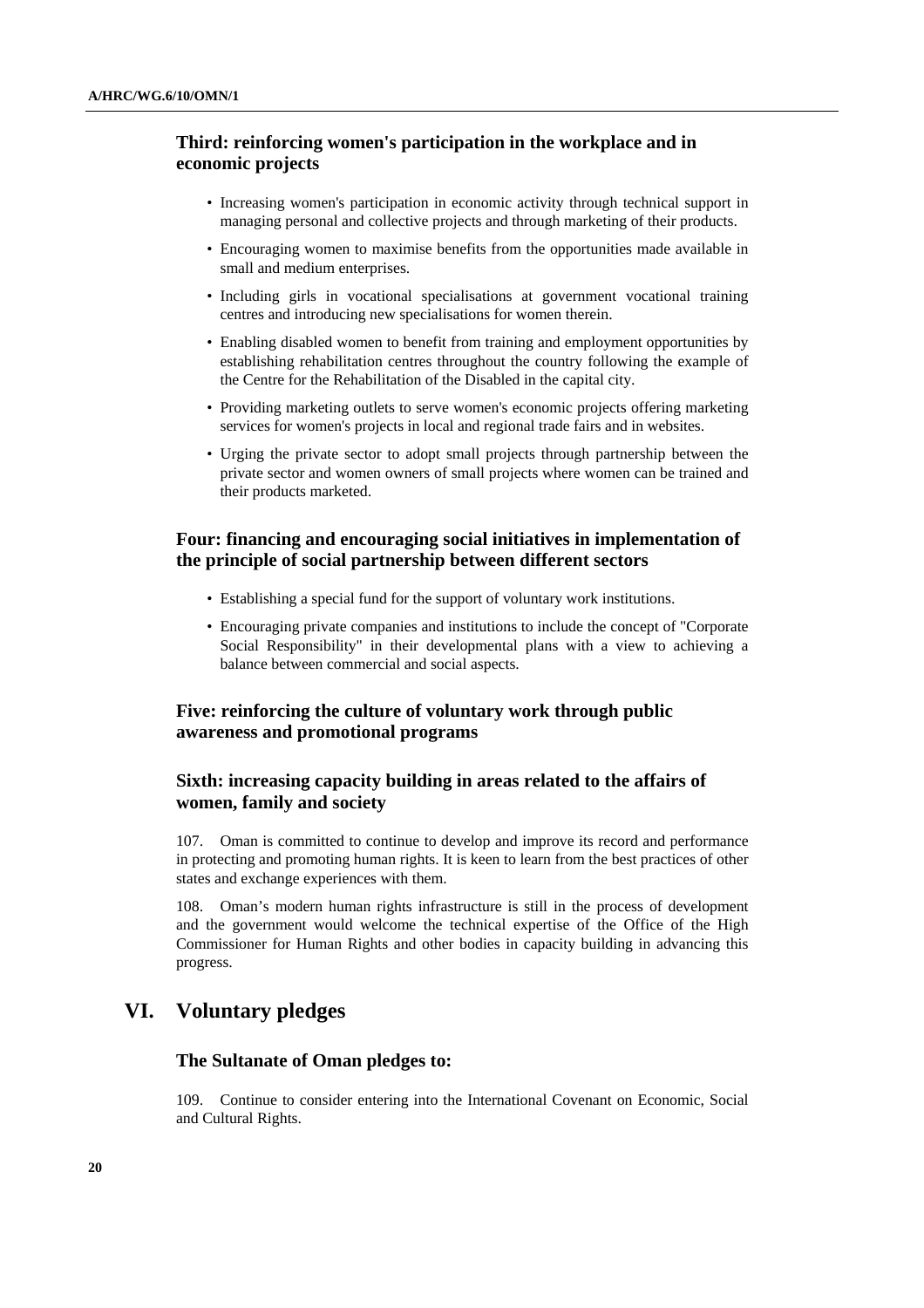### Third: reinforcing women's participation in the workplace and in economic projects

- Increasing women's participation in economic activity through technical support in managing personal and collective projects and through marketing of their products.
- Encouraging women to maximise benefits from the opportunities made available in small and medium enterprises.
- Including girls in vocational specialisations at government vocational training centres and introducing new specialisations for women therein.
- Enabling disabled women to benefit from training and employment opportunities by establishing rehabilitation centres throughout the country following the example of the Centre for the Rehabilitation of the Disabled in the capital city.
- Providing marketing outlets to serve women's economic projects offering marketing services for women's projects in local and regional trade fairs and in websites.
- Urging the private sector to adopt small projects through partnership between the private sector and women owners of small projects where women can be trained and their products marketed.

### Four: financing and encouraging social initiatives in implementation of the principle of social partnership between different sectors

- Establishing a special fund for the support of voluntary work institutions.
- Encouraging private companies and institutions to include the concept of "Corporate Social Responsibility" in their developmental plans with a view to achieving a balance between commercial and social aspects.

### Five: reinforcing the culture of voluntary work through public awareness and promotional programs

### Sixth: increasing capacity building in areas related to the affairs of women, family and society

107. Oman is committed to continue to develop and improve its record and performance in protecting and promoting human rights. It is keen to learn from the best practices of other states and exchange experiences with them.

108. Oman's modern human rights infrastructure is still in the process of development and the government would welcome the technical expertise of the Office of the High Commissioner for Human Rights and other bodies in capacity building in advancing this progress.

## VI. Voluntary pledges

### The Sultanate of Oman pledges to:

109. Continue to consider entering into the International Covenant on Economic, Social and Cultural Rights.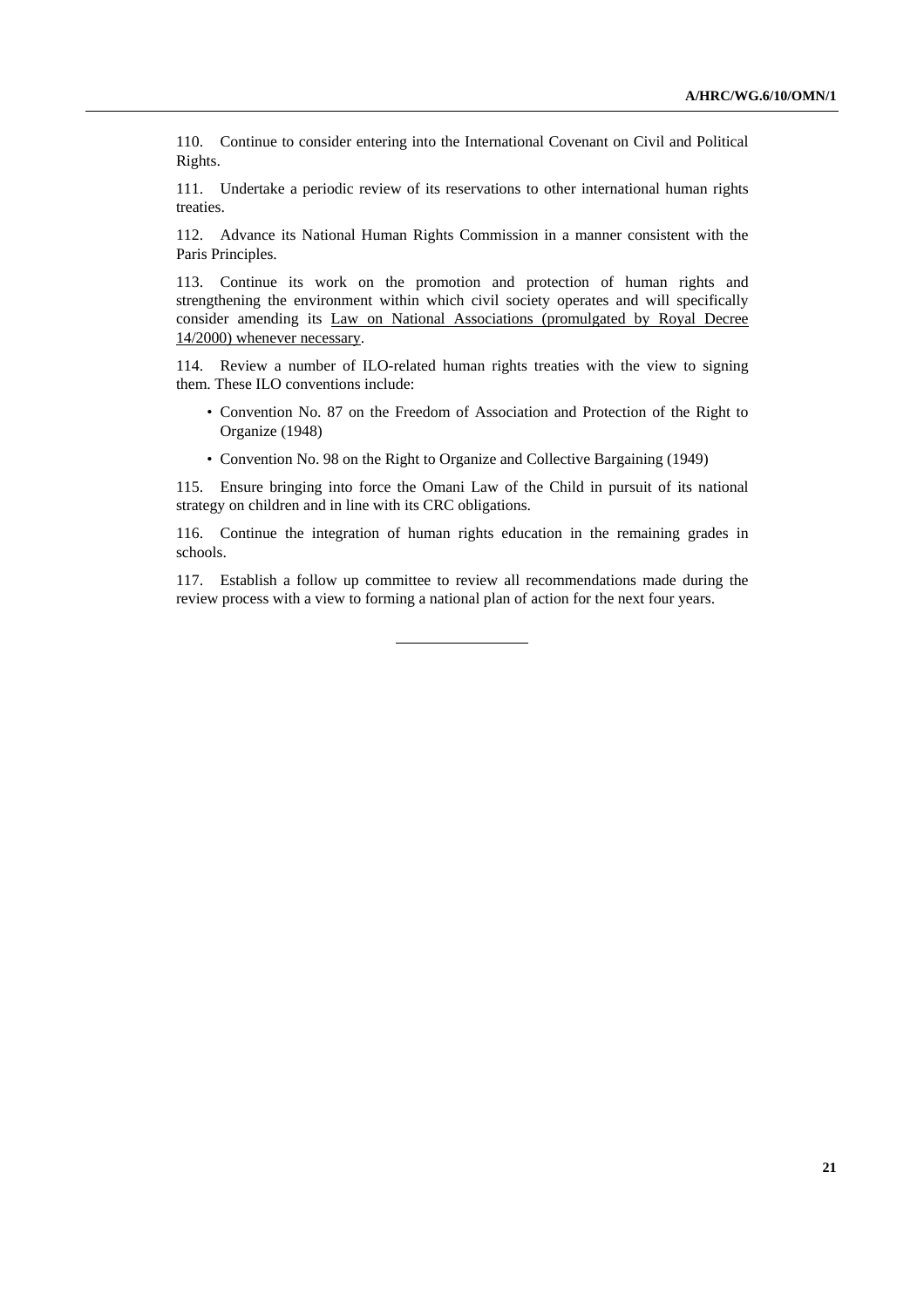110. Continue to consider entering into the International Covenant on Civil and Political Rights.

111. Undertake a periodic review of its reservations to other international human rights treaties.

112. Advance its National Human Rights Commission in a manner consistent with the Paris Principles.

113. Continue its work on the promotion and protection of human rights and strengthening the environment within which civil society operates and will specifically consider amending its <u>Law on National Associations (promulgated by Royal Decree 14/2000) whenever necessary</u>.

114. Review a number of ILO-related human rights treaties with the view to signing them. These ILO conventions include:

- Convention No. 87 on the Freedom of Association and Protection of the Right to Organize (1948)
- Convention No. 98 on the Right to Organize and Collective Bargaining (1949)

115. Ensure bringing into force the Omani Law of the Child in pursuit of its national strategy on children and in line with its CRC obligations.

116. Continue the integration of human rights education in the remaining grades in schools.

117. Establish a follow up committee to review all recommendations made during the review process with a view to forming a national plan of action for the next four years.